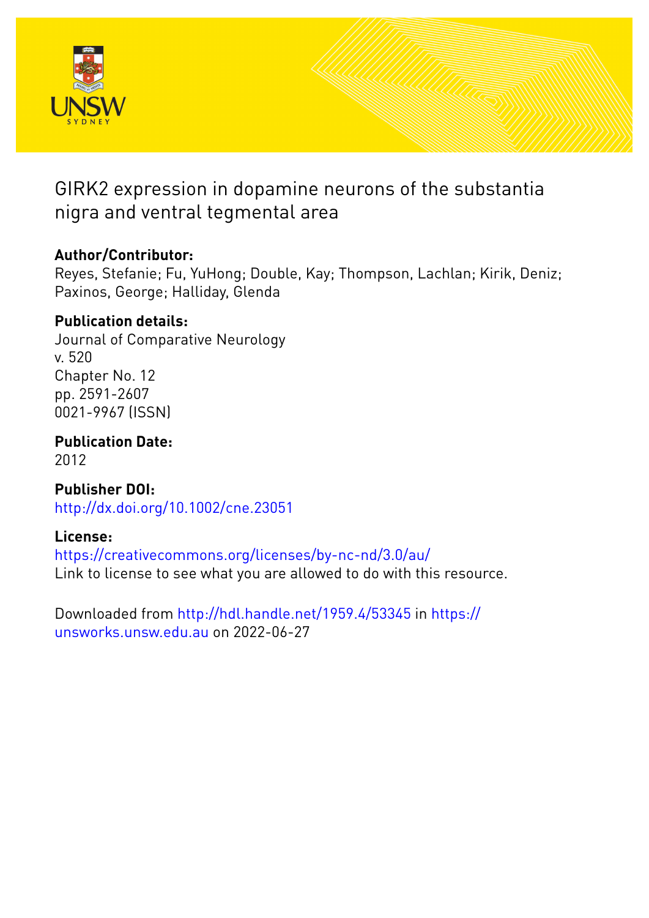# GIRK2 expression in dopamine neurons of the substantia nigra and ventral tegmental area

**Author/Contributor:**
Reyes, Stefanie; Fu, YuHong; Double, Kay; Thompson, Lachlan; Kirik, Deniz; Paxinos, George; Halliday, Glenda

**Publication details:**
Journal of Comparative Neurology
v. 520
Chapter No. 12
pp. 2591-2607
0021-9967 (ISSN)

**Publication Date:**
2012

**Publisher DOI:**
http://dx.doi.org/10.1002/cne.23051

**License:**
https://creativecommons.org/licenses/by-nc-nd/3.0/au/
Link to license to see what you are allowed to do with this resource.

Downloaded from http://hdl.handle.net/1959.4/53345 in https://unsworks.unsw.edu.au on 2022-06-27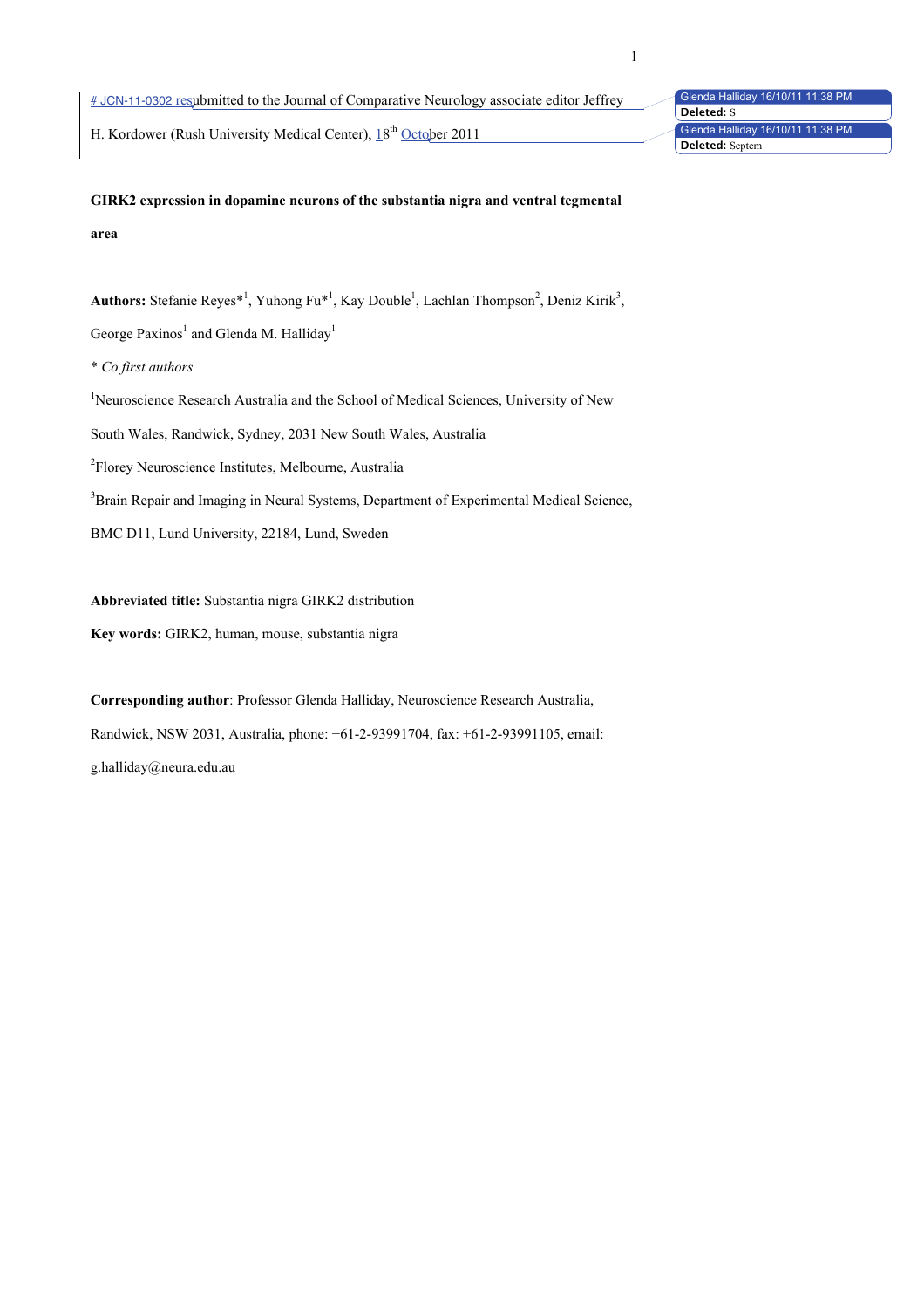# JCN-11-0302 resubmitted to the Journal of Comparative Neurology associate editor Jeffrey H. Kordower (Rush University Medical Center), 18th October 2011

**GIRK2 expression in dopamine neurons of the substantia nigra and ventral tegmental area**

**Authors:** Stefanie Reyes*[1], Yuhong Fu*[1], Kay Double[1], Lachlan Thompson[2], Deniz Kirik[3], George Paxinos[1] and Glenda M. Halliday[1]

\* *Co first authors*

[1]Neuroscience Research Australia and the School of Medical Sciences, University of New South Wales, Randwick, Sydney, 2031 New South Wales, Australia

[2]Florey Neuroscience Institutes, Melbourne, Australia

[3]Brain Repair and Imaging in Neural Systems, Department of Experimental Medical Science, BMC D11, Lund University, 22184, Lund, Sweden

**Abbreviated title:** Substantia nigra GIRK2 distribution

**Key words:** GIRK2, human, mouse, substantia nigra

**Corresponding author**: Professor Glenda Halliday, Neuroscience Research Australia, Randwick, NSW 2031, Australia, phone: +61-2-93991704, fax: +61-2-93991105, email: g.halliday@neura.edu.au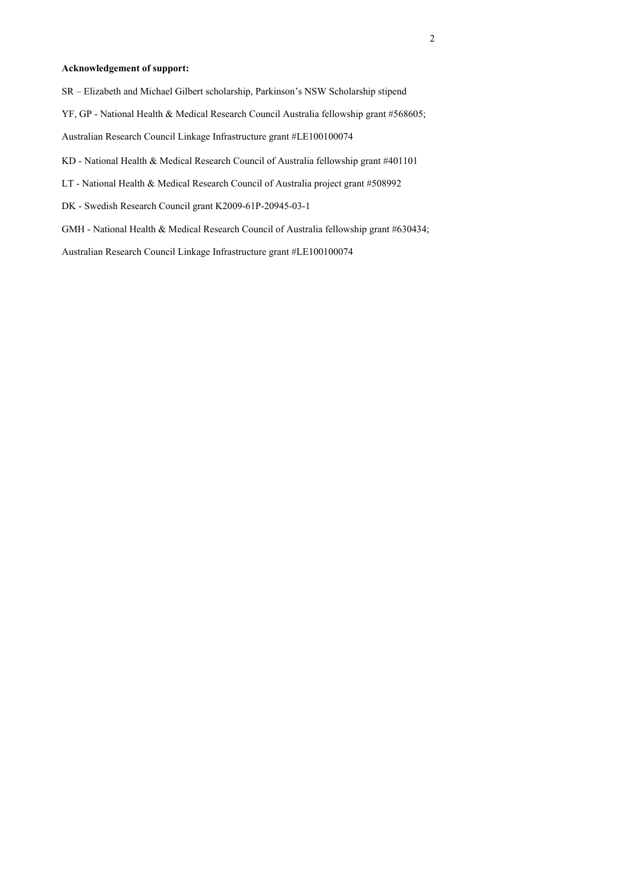**Acknowledgement of support:**

SR – Elizabeth and Michael Gilbert scholarship, Parkinson's NSW Scholarship stipend

YF, GP - National Health & Medical Research Council Australia fellowship grant #568605;

Australian Research Council Linkage Infrastructure grant #LE100100074

KD - National Health & Medical Research Council of Australia fellowship grant #401101

LT - National Health & Medical Research Council of Australia project grant #508992

DK - Swedish Research Council grant K2009-61P-20945-03-1

GMH - National Health & Medical Research Council of Australia fellowship grant #630434;

Australian Research Council Linkage Infrastructure grant #LE100100074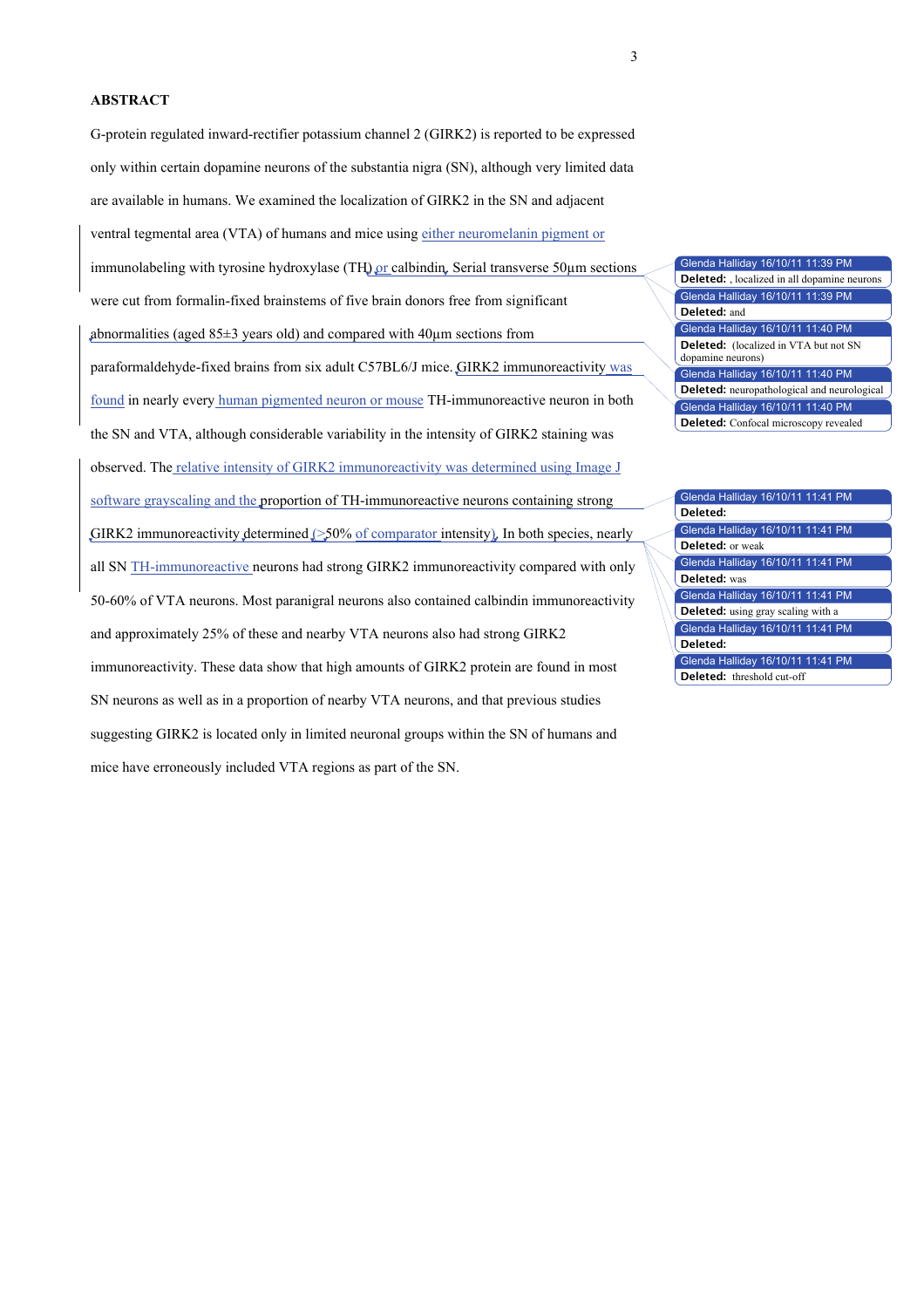## ABSTRACT

G-protein regulated inward-rectifier potassium channel 2 (GIRK2) is reported to be expressed only within certain dopamine neurons of the substantia nigra (SN), although very limited data are available in humans. We examined the localization of GIRK2 in the SN and adjacent ventral tegmental area (VTA) of humans and mice using either neuromelanin pigment or immunolabeling with tyrosine hydroxylase (TH) or calbindin. Serial transverse 50µm sections were cut from formalin-fixed brainstems of five brain donors free from significant abnormalities (aged 85±3 years old) and compared with 40µm sections from paraformaldehyde-fixed brains from six adult C57BL6/J mice. GIRK2 immunoreactivity was found in nearly every human pigmented neuron or mouse TH-immunoreactive neuron in both the SN and VTA, although considerable variability in the intensity of GIRK2 staining was observed. The relative intensity of GIRK2 immunoreactivity was determined using Image J software grayscaling and the proportion of TH-immunoreactive neurons containing strong GIRK2 immunoreactivity determined (>50% of comparator intensity). In both species, nearly all SN TH-immunoreactive neurons had strong GIRK2 immunoreactivity compared with only 50-60% of VTA neurons. Most paranigral neurons also contained calbindin immunoreactivity and approximately 25% of these and nearby VTA neurons also had strong GIRK2 immunoreactivity. These data show that high amounts of GIRK2 protein are found in most SN neurons as well as in a proportion of nearby VTA neurons, and that previous studies suggesting GIRK2 is located only in limited neuronal groups within the SN of humans and mice have erroneously included VTA regions as part of the SN.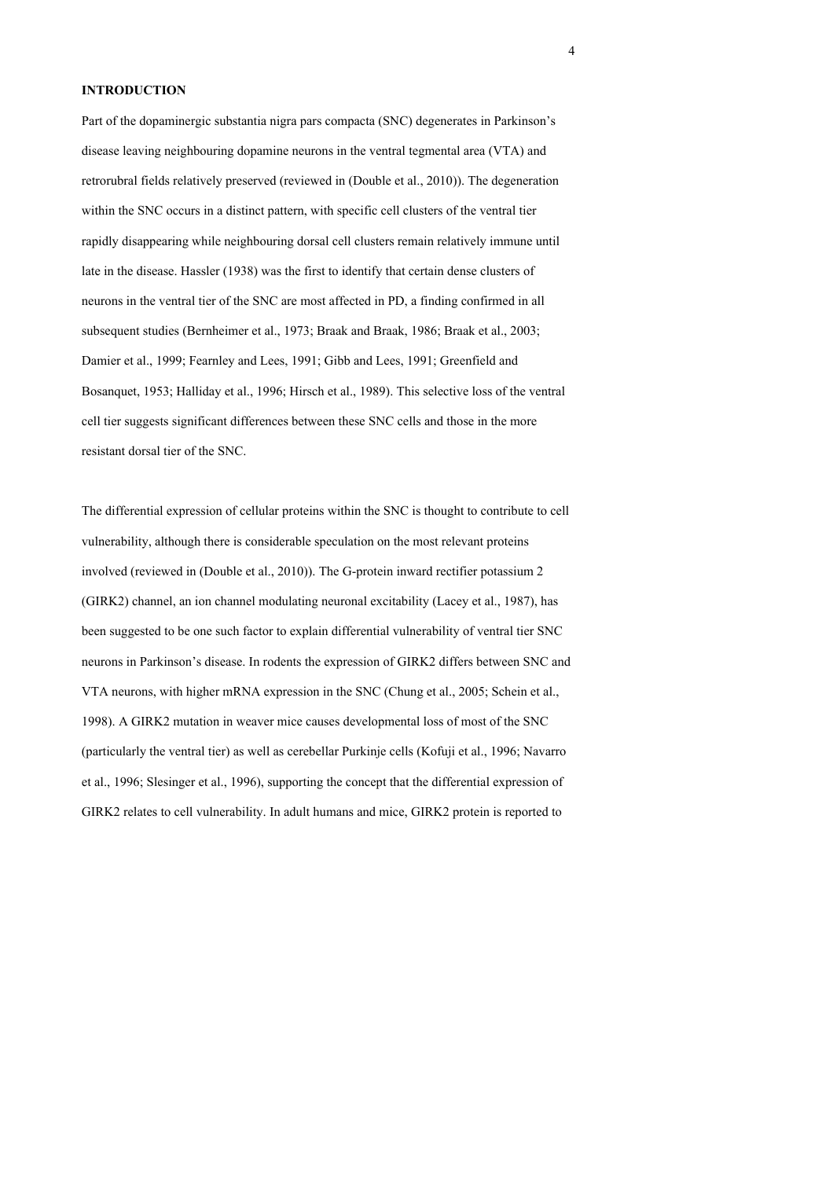## INTRODUCTION

Part of the dopaminergic substantia nigra pars compacta (SNC) degenerates in Parkinson's disease leaving neighbouring dopamine neurons in the ventral tegmental area (VTA) and retrorubral fields relatively preserved (reviewed in (Double et al., 2010)). The degeneration within the SNC occurs in a distinct pattern, with specific cell clusters of the ventral tier rapidly disappearing while neighbouring dorsal cell clusters remain relatively immune until late in the disease. Hassler (1938) was the first to identify that certain dense clusters of neurons in the ventral tier of the SNC are most affected in PD, a finding confirmed in all subsequent studies (Bernheimer et al., 1973; Braak and Braak, 1986; Braak et al., 2003; Damier et al., 1999; Fearnley and Lees, 1991; Gibb and Lees, 1991; Greenfield and Bosanquet, 1953; Halliday et al., 1996; Hirsch et al., 1989). This selective loss of the ventral cell tier suggests significant differences between these SNC cells and those in the more resistant dorsal tier of the SNC.

The differential expression of cellular proteins within the SNC is thought to contribute to cell vulnerability, although there is considerable speculation on the most relevant proteins involved (reviewed in (Double et al., 2010)). The G-protein inward rectifier potassium 2 (GIRK2) channel, an ion channel modulating neuronal excitability (Lacey et al., 1987), has been suggested to be one such factor to explain differential vulnerability of ventral tier SNC neurons in Parkinson's disease. In rodents the expression of GIRK2 differs between SNC and VTA neurons, with higher mRNA expression in the SNC (Chung et al., 2005; Schein et al., 1998). A GIRK2 mutation in weaver mice causes developmental loss of most of the SNC (particularly the ventral tier) as well as cerebellar Purkinje cells (Kofuji et al., 1996; Navarro et al., 1996; Slesinger et al., 1996), supporting the concept that the differential expression of GIRK2 relates to cell vulnerability. In adult humans and mice, GIRK2 protein is reported to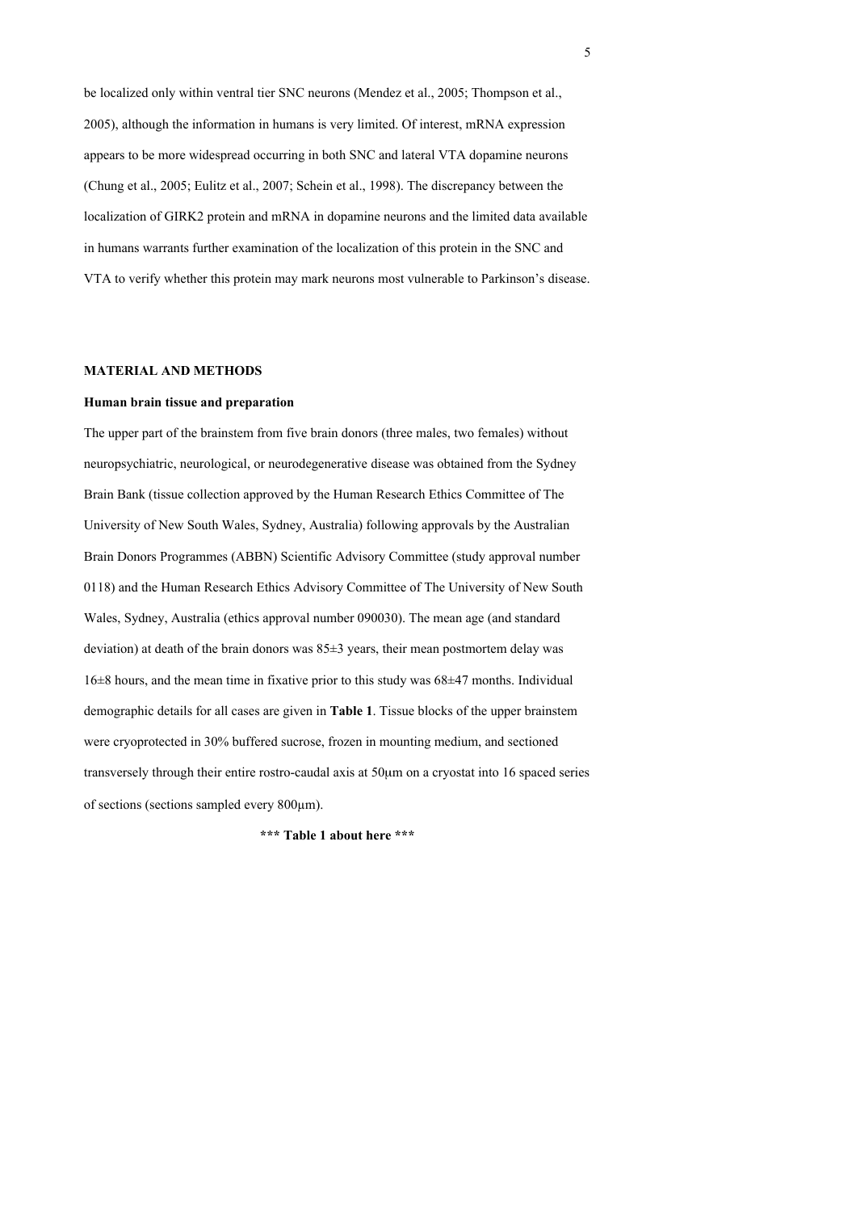be localized only within ventral tier SNC neurons (Mendez et al., 2005; Thompson et al., 2005), although the information in humans is very limited. Of interest, mRNA expression appears to be more widespread occurring in both SNC and lateral VTA dopamine neurons (Chung et al., 2005; Eulitz et al., 2007; Schein et al., 1998). The discrepancy between the localization of GIRK2 protein and mRNA in dopamine neurons and the limited data available in humans warrants further examination of the localization of this protein in the SNC and VTA to verify whether this protein may mark neurons most vulnerable to Parkinson's disease.

## MATERIAL AND METHODS

### Human brain tissue and preparation

The upper part of the brainstem from five brain donors (three males, two females) without neuropsychiatric, neurological, or neurodegenerative disease was obtained from the Sydney Brain Bank (tissue collection approved by the Human Research Ethics Committee of The University of New South Wales, Sydney, Australia) following approvals by the Australian Brain Donors Programmes (ABBN) Scientific Advisory Committee (study approval number 0118) and the Human Research Ethics Advisory Committee of The University of New South Wales, Sydney, Australia (ethics approval number 090030). The mean age (and standard deviation) at death of the brain donors was $85 \pm 3$ years, their mean postmortem delay was $16 \pm 8$ hours, and the mean time in fixative prior to this study was $68 \pm 47$ months. Individual demographic details for all cases are given in **Table 1**. Tissue blocks of the upper brainstem were cryoprotected in 30% buffered sucrose, frozen in mounting medium, and sectioned transversely through their entire rostro-caudal axis at 50μm on a cryostat into 16 spaced series of sections (sections sampled every 800μm).

**\*\*\* Table 1 about here \*\*\***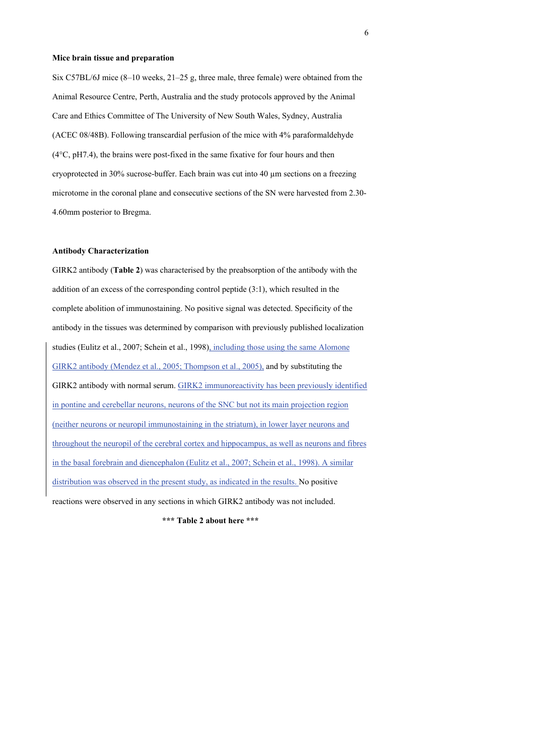**Mice brain tissue and preparation**

Six C57BL/6J mice (8–10 weeks, 21–25 g, three male, three female) were obtained from the Animal Resource Centre, Perth, Australia and the study protocols approved by the Animal Care and Ethics Committee of The University of New South Wales, Sydney, Australia (ACEC 08/48B). Following transcardial perfusion of the mice with 4% paraformaldehyde (4°C, pH7.4), the brains were post-fixed in the same fixative for four hours and then cryoprotected in 30% sucrose-buffer. Each brain was cut into 40 µm sections on a freezing microtome in the coronal plane and consecutive sections of the SN were harvested from 2.30-4.60mm posterior to Bregma.

**Antibody Characterization**

GIRK2 antibody (**Table 2**) was characterised by the preabsorption of the antibody with the addition of an excess of the corresponding control peptide (3:1), which resulted in the complete abolition of immunostaining. No positive signal was detected. Specificity of the antibody in the tissues was determined by comparison with previously published localization studies (Eulitz et al., 2007; Schein et al., 1998), including those using the same Alomone GIRK2 antibody (Mendez et al., 2005; Thompson et al., 2005), and by substituting the GIRK2 antibody with normal serum. GIRK2 immunoreactivity has been previously identified in pontine and cerebellar neurons, neurons of the SNC but not its main projection region (neither neurons or neuropil immunostaining in the striatum), in lower layer neurons and throughout the neuropil of the cerebral cortex and hippocampus, as well as neurons and fibres in the basal forebrain and diencephalon (Eulitz et al., 2007; Schein et al., 1998). A similar distribution was observed in the present study, as indicated in the results. No positive reactions were observed in any sections in which GIRK2 antibody was not included.

**\*\*\* Table 2 about here \*\*\***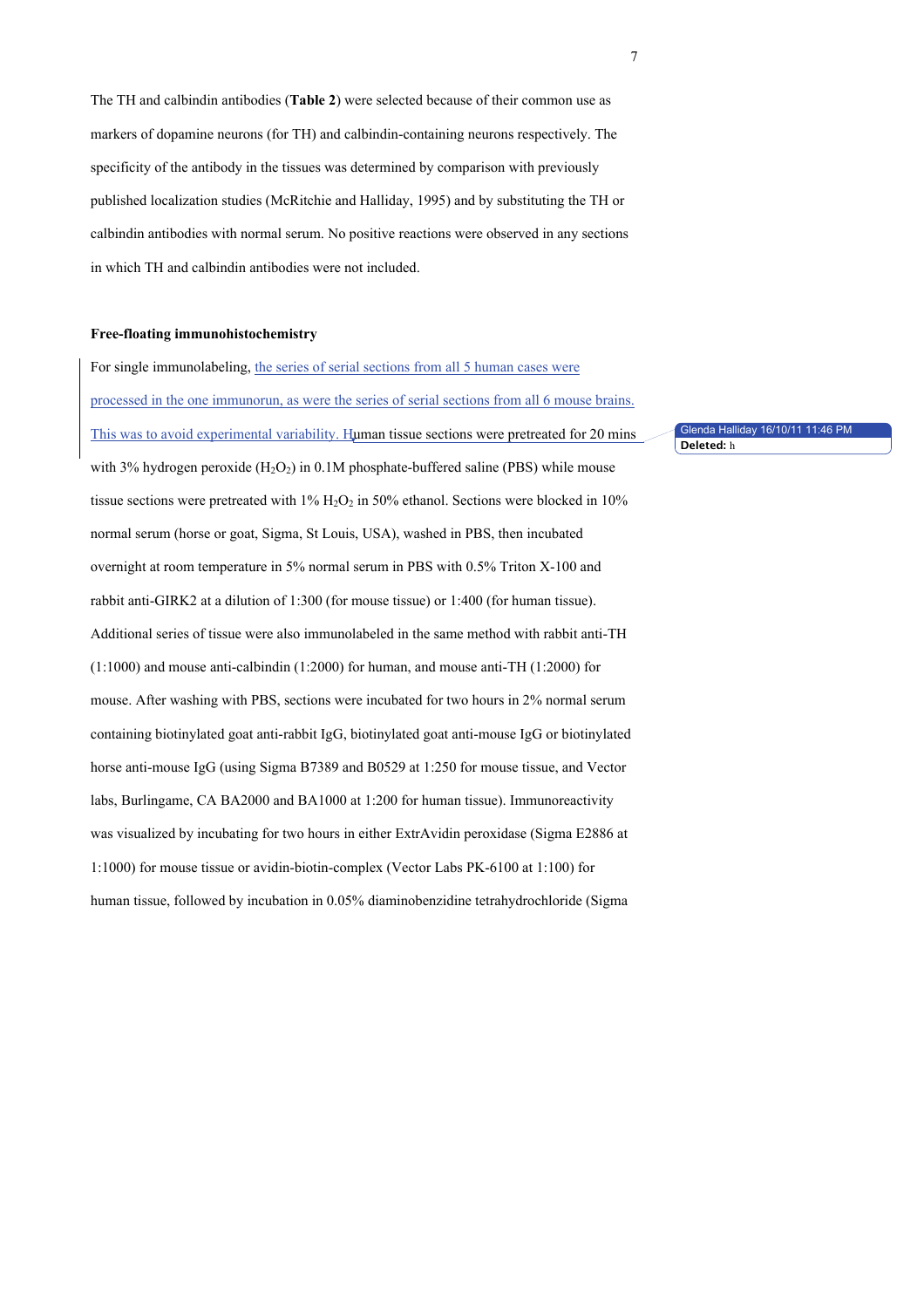The TH and calbindin antibodies (**Table 2**) were selected because of their common use as markers of dopamine neurons (for TH) and calbindin-containing neurons respectively. The specificity of the antibody in the tissues was determined by comparison with previously published localization studies (McRitchie and Halliday, 1995) and by substituting the TH or calbindin antibodies with normal serum. No positive reactions were observed in any sections in which TH and calbindin antibodies were not included.

**Free-floating immunohistochemistry**

For single immunolabeling, the series of serial sections from all 5 human cases were processed in the one immunorun, as were the series of serial sections from all 6 mouse brains. This was to avoid experimental variability. Human tissue sections were pretreated for 20 mins with 3% hydrogen peroxide ($H_2O_2$) in 0.1M phosphate-buffered saline (PBS) while mouse tissue sections were pretreated with 1% $H_2O_2$ in 50% ethanol. Sections were blocked in 10% normal serum (horse or goat, Sigma, St Louis, USA), washed in PBS, then incubated overnight at room temperature in 5% normal serum in PBS with 0.5% Triton X-100 and rabbit anti-GIRK2 at a dilution of 1:300 (for mouse tissue) or 1:400 (for human tissue). Additional series of tissue were also immunolabeled in the same method with rabbit anti-TH (1:1000) and mouse anti-calbindin (1:2000) for human, and mouse anti-TH (1:2000) for mouse. After washing with PBS, sections were incubated for two hours in 2% normal serum containing biotinylated goat anti-rabbit IgG, biotinylated goat anti-mouse IgG or biotinylated horse anti-mouse IgG (using Sigma B7389 and B0529 at 1:250 for mouse tissue, and Vector labs, Burlingame, CA BA2000 and BA1000 at 1:200 for human tissue). Immunoreactivity was visualized by incubating for two hours in either ExtrAvidin peroxidase (Sigma E2886 at 1:1000) for mouse tissue or avidin-biotin-complex (Vector Labs PK-6100 at 1:100) for human tissue, followed by incubation in 0.05% diaminobenzidine tetrahydrochloride (Sigma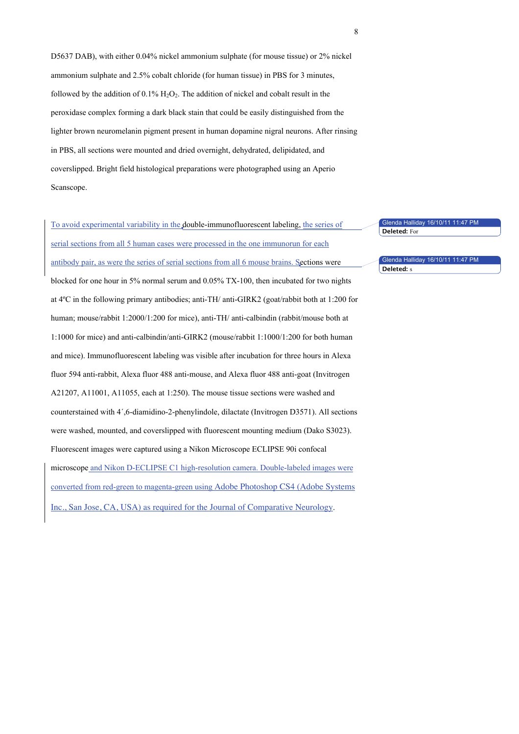D5637 DAB), with either 0.04% nickel ammonium sulphate (for mouse tissue) or 2% nickel ammonium sulphate and 2.5% cobalt chloride (for human tissue) in PBS for 3 minutes, followed by the addition of 0.1% $H_2O_2$. The addition of nickel and cobalt result in the peroxidase complex forming a dark black stain that could be easily distinguished from the lighter brown neuromelanin pigment present in human dopamine nigral neurons. After rinsing in PBS, all sections were mounted and dried overnight, dehydrated, delipidated, and coverslipped. Bright field histological preparations were photographed using an Aperio Scanscope.

To avoid experimental variability in the double-immunofluorescent labeling, the series of serial sections from all 5 human cases were processed in the one immunorun for each antibody pair, as were the series of serial sections from all 6 mouse brains. Sections were blocked for one hour in 5% normal serum and 0.05% TX-100, then incubated for two nights at 4ºC in the following primary antibodies; anti-TH/ anti-GIRK2 (goat/rabbit both at 1:200 for human; mouse/rabbit 1:2000/1:200 for mice), anti-TH/ anti-calbindin (rabbit/mouse both at 1:1000 for mice) and anti-calbindin/anti-GIRK2 (mouse/rabbit 1:1000/1:200 for both human and mice). Immunofluorescent labeling was visible after incubation for three hours in Alexa fluor 594 anti-rabbit, Alexa fluor 488 anti-mouse, and Alexa fluor 488 anti-goat (Invitrogen A21207, A11001, A11055, each at 1:250). The mouse tissue sections were washed and counterstained with 4´,6-diamidino-2-phenylindole, dilactate (Invitrogen D3571). All sections were washed, mounted, and coverslipped with fluorescent mounting medium (Dako S3023). Fluorescent images were captured using a Nikon Microscope ECLIPSE 90i confocal microscope and Nikon D-ECLIPSE C1 high-resolution camera. Double-labeled images were converted from red-green to magenta-green using Adobe Photoshop CS4 (Adobe Systems Inc., San Jose, CA, USA) as required for the Journal of Comparative Neurology.

Glenda Halliday 16/10/11 11:47 PM
**Deleted:** For

Glenda Halliday 16/10/11 11:47 PM
**Deleted:** s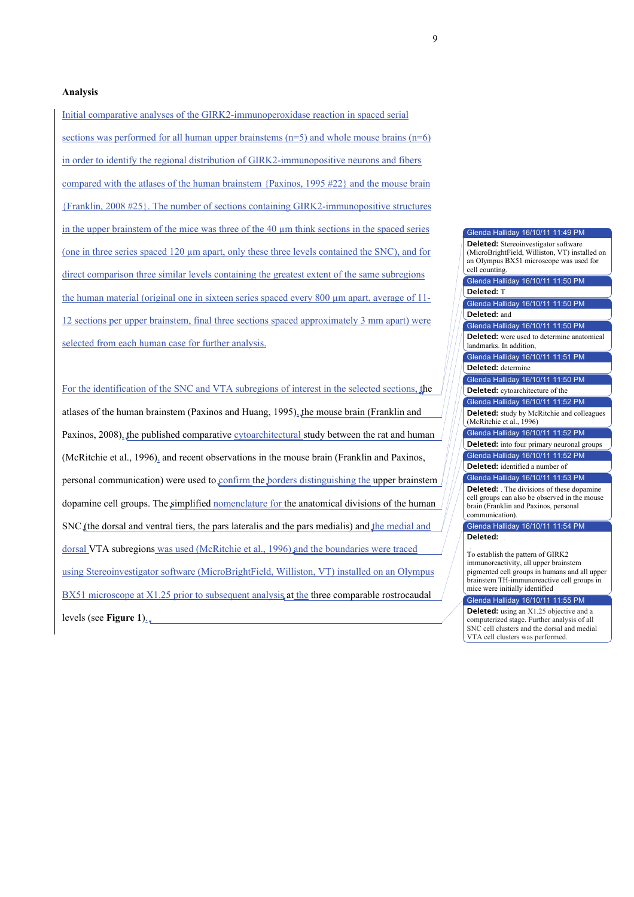**Analysis**

Initial comparative analyses of the GIRK2-immunoperoxidase reaction in spaced serial sections was performed for all human upper brainstems (n=5) and whole mouse brains (n=6) in order to identify the regional distribution of GIRK2-immunopositive neurons and fibers compared with the atlases of the human brainstem {Paxinos, 1995 #22} and the mouse brain {Franklin, 2008 #25}. The number of sections containing GIRK2-immunopositive structures in the upper brainstem of the mice was three of the 40 µm think sections in the spaced series (one in three series spaced 120 µm apart, only these three levels contained the SNC), and for direct comparison three similar levels containing the greatest extent of the same subregions the human material (original one in sixteen series spaced every 800 µm apart, average of 11-12 sections per upper brainstem, final three sections spaced approximately 3 mm apart) were selected from each human case for further analysis.

For the identification of the SNC and VTA subregions of interest in the selected sections, the atlases of the human brainstem (Paxinos and Huang, 1995), the mouse brain (Franklin and Paxinos, 2008), the published comparative cytoarchitectural study between the rat and human (McRitchie et al., 1996), and recent observations in the mouse brain (Franklin and Paxinos, personal communication) were used to confirm the borders distinguishing the upper brainstem dopamine cell groups. The simplified nomenclature for the anatomical divisions of the human SNC (the dorsal and ventral tiers, the pars lateralis and the pars medialis) and the medial and dorsal VTA subregions was used (McRitchie et al., 1996) and the boundaries were traced using Stereoinvestigator software (MicroBrightField, Williston, VT) installed on an Olympus BX51 microscope at X1.25 prior to subsequent analysis at the three comparable rostrocaudal levels (see **Figure 1**).

Glenda Halliday 16/10/11 11:49 PM
**Deleted:** Stereoinvestigator software (MicroBrightField, Williston, VT) installed on an Olympus BX51 microscope was used for cell counting.

Glenda Halliday 16/10/11 11:50 PM
**Deleted:** T

Glenda Halliday 16/10/11 11:50 PM
**Deleted:** and

Glenda Halliday 16/10/11 11:50 PM
**Deleted:** were used to determine anatomical landmarks. In addition,

Glenda Halliday 16/10/11 11:51 PM
**Deleted:** determine

Glenda Halliday 16/10/11 11:50 PM
**Deleted:** cytoarchitecture of the

Glenda Halliday 16/10/11 11:52 PM
**Deleted:** study by McRitchie and colleagues (McRitchie et al., 1996)

Glenda Halliday 16/10/11 11:52 PM
**Deleted:** into four primary neuronal groups

Glenda Halliday 16/10/11 11:52 PM
**Deleted:** identified a number of

Glenda Halliday 16/10/11 11:53 PM
**Deleted:** . The divisions of these dopamine cell groups can also be observed in the mouse brain (Franklin and Paxinos, personal communication).

Glenda Halliday 16/10/11 11:54 PM
**Deleted:**

To establish the pattern of GIRK2 immunoreactivity, all upper brainstem pigmented cell groups in humans and all upper brainstem TH-immunoreactive cell groups in mice were initially identified

Glenda Halliday 16/10/11 11:55 PM
**Deleted:** using an X1.25 objective and a computerized stage. Further analysis of all SNC cell clusters and the dorsal and medial VTA cell clusters was performed.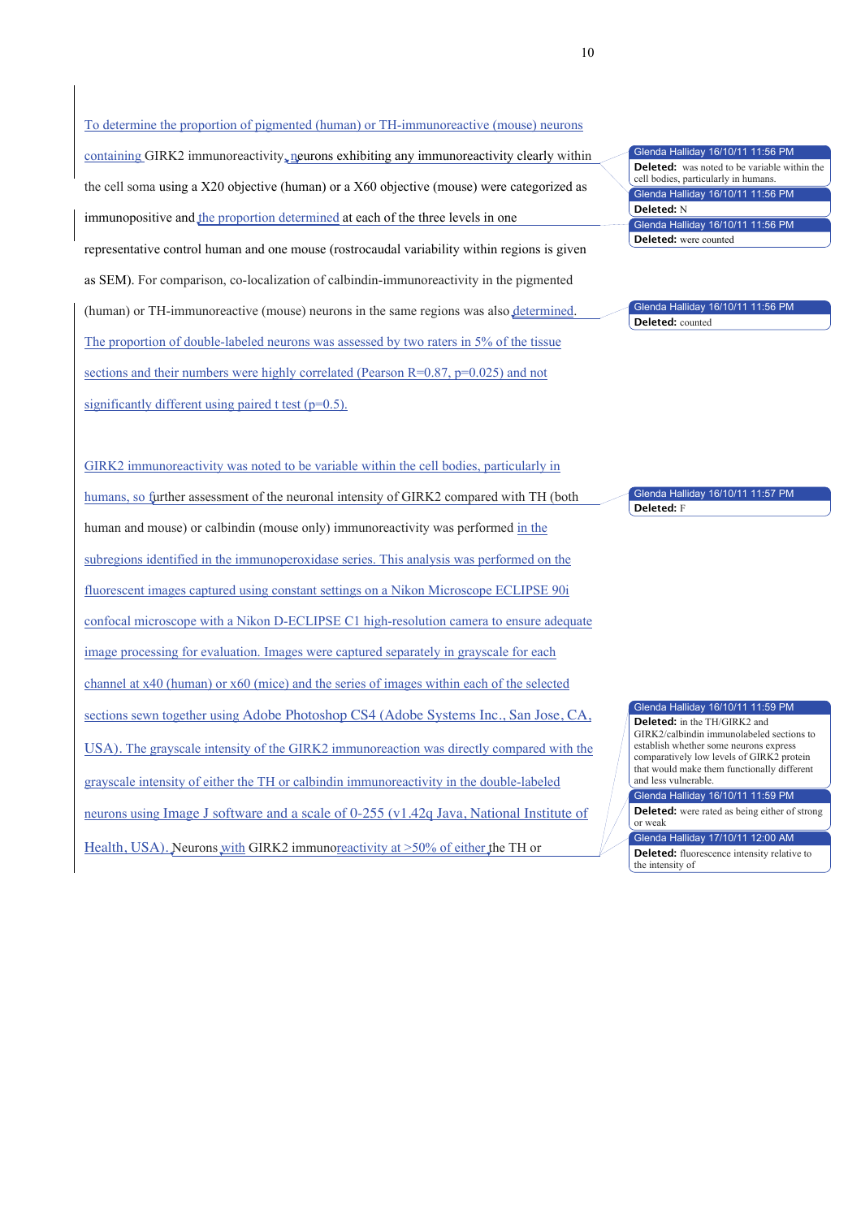To determine the proportion of pigmented (human) or TH-immunoreactive (mouse) neurons containing GIRK2 immunoreactivity, neurons exhibiting any immunoreactivity clearly within the cell soma using a X20 objective (human) or a X60 objective (mouse) were categorized as immunopositive and the proportion determined at each of the three levels in one representative control human and one mouse (rostrocaudal variability within regions is given as SEM). For comparison, co-localization of calbindin-immunoreactivity in the pigmented (human) or TH-immunoreactive (mouse) neurons in the same regions was also determined. The proportion of double-labeled neurons was assessed by two raters in 5% of the tissue sections and their numbers were highly correlated (Pearson R=0.87, p=0.025) and not significantly different using paired t test (p=0.5).

GIRK2 immunoreactivity was noted to be variable within the cell bodies, particularly in humans, so further assessment of the neuronal intensity of GIRK2 compared with TH (both human and mouse) or calbindin (mouse only) immunoreactivity was performed in the subregions identified in the immunoperoxidase series. This analysis was performed on the fluorescent images captured using constant settings on a Nikon Microscope ECLIPSE 90i confocal microscope with a Nikon D-ECLIPSE C1 high-resolution camera to ensure adequate image processing for evaluation. Images were captured separately in grayscale for each channel at x40 (human) or x60 (mice) and the series of images within each of the selected sections sewn together using Adobe Photoshop CS4 (Adobe Systems Inc., San Jose, CA, USA). The grayscale intensity of the GIRK2 immunoreaction was directly compared with the grayscale intensity of either the TH or calbindin immunoreactivity in the double-labeled neurons using Image J software and a scale of 0-255 (v1.42q Java, National Institute of Health, USA). Neurons with GIRK2 immunoreactivity at >50% of either the TH or

Glenda Halliday 16/10/11 11:56 PM
**Deleted:** was noted to be variable within the cell bodies, particularly in humans.

Glenda Halliday 16/10/11 11:56 PM
**Deleted:** N

Glenda Halliday 16/10/11 11:56 PM
**Deleted:** were counted

Glenda Halliday 16/10/11 11:56 PM
**Deleted:** counted

Glenda Halliday 16/10/11 11:57 PM
**Deleted:** F

Glenda Halliday 16/10/11 11:59 PM
**Deleted:** in the TH/GIRK2 and GIRK2/calbindin immunolabeled sections to establish whether some neurons express comparatively low levels of GIRK2 protein that would make them functionally different and less vulnerable.

Glenda Halliday 16/10/11 11:59 PM
**Deleted:** were rated as being either of strong or weak

Glenda Halliday 17/10/11 12:00 AM
**Deleted:** fluorescence intensity relative to the intensity of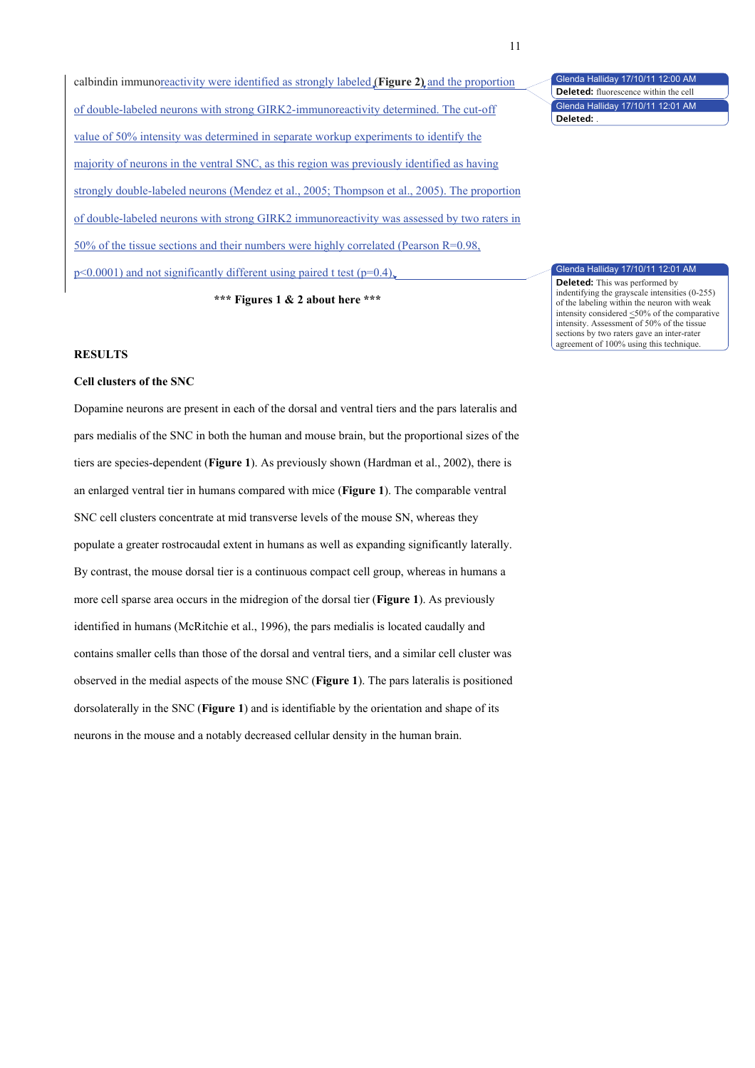calbindin immunoreactivity were identified as strongly labeled (**Figure 2**) and the proportion of double-labeled neurons with strong GIRK2-immunoreactivity determined. The cut-off value of 50% intensity was determined in separate workup experiments to identify the majority of neurons in the ventral SNC, as this region was previously identified as having strongly double-labeled neurons (Mendez et al., 2005; Thompson et al., 2005). The proportion of double-labeled neurons with strong GIRK2 immunoreactivity was assessed by two raters in 50% of the tissue sections and their numbers were highly correlated (Pearson R=0.98, $p<0.0001$) and not significantly different using paired t test ($p=0.4$).

**\*\*\* Figures 1 & 2 about here \*\*\***

## RESULTS

### Cell clusters of the SNC

Dopamine neurons are present in each of the dorsal and ventral tiers and the pars lateralis and pars medialis of the SNC in both the human and mouse brain, but the proportional sizes of the tiers are species-dependent (**Figure 1**). As previously shown (Hardman et al., 2002), there is an enlarged ventral tier in humans compared with mice (**Figure 1**). The comparable ventral SNC cell clusters concentrate at mid transverse levels of the mouse SN, whereas they populate a greater rostrocaudal extent in humans as well as expanding significantly laterally. By contrast, the mouse dorsal tier is a continuous compact cell group, whereas in humans a more cell sparse area occurs in the midregion of the dorsal tier (**Figure 1**). As previously identified in humans (McRitchie et al., 1996), the pars medialis is located caudally and contains smaller cells than those of the dorsal and ventral tiers, and a similar cell cluster was observed in the medial aspects of the mouse SNC (**Figure 1**). The pars lateralis is positioned dorsolaterally in the SNC (**Figure 1**) and is identifiable by the orientation and shape of its neurons in the mouse and a notably decreased cellular density in the human brain.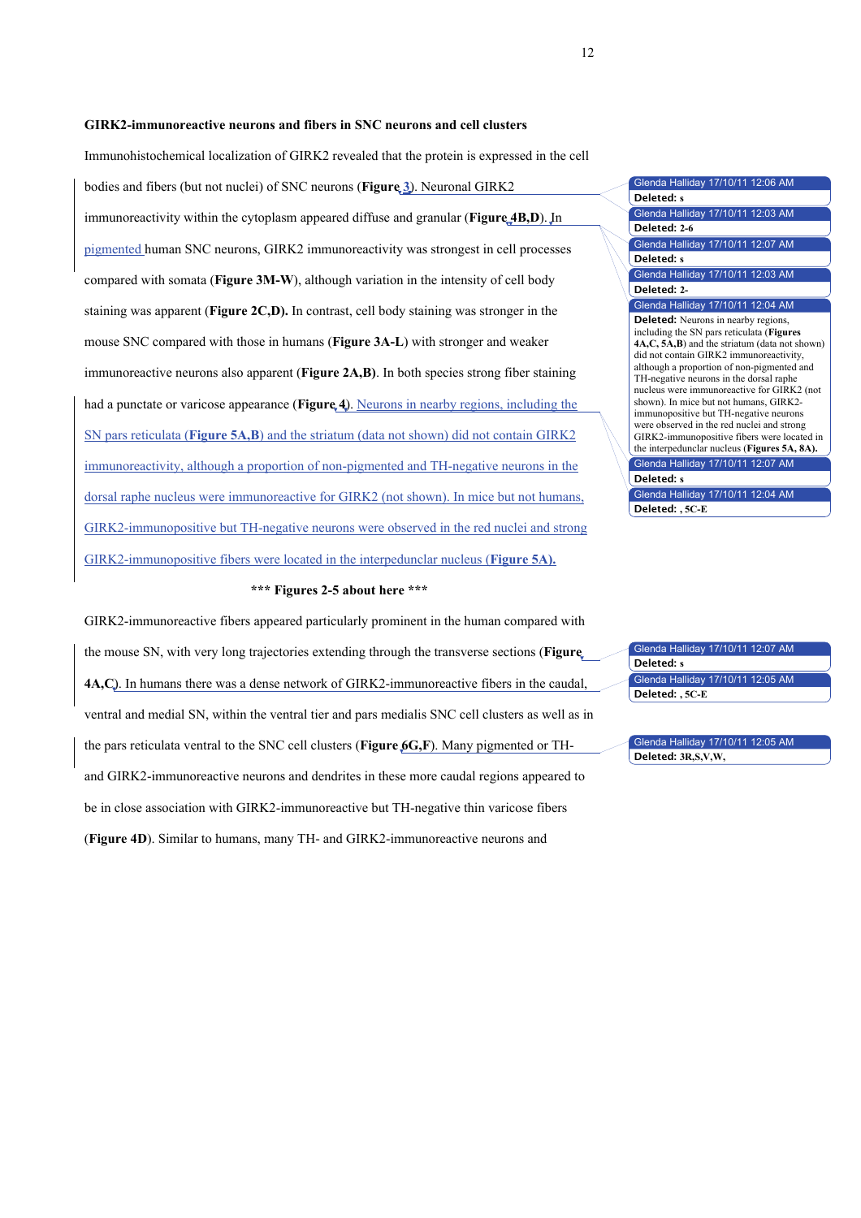**GIRK2-immunoreactive neurons and fibers in SNC neurons and cell clusters**

Immunohistochemical localization of GIRK2 revealed that the protein is expressed in the cell bodies and fibers (but not nuclei) of SNC neurons (**Figure 3**). Neuronal GIRK2 immunoreactivity within the cytoplasm appeared diffuse and granular (**Figure 4B,D**). In pigmented human SNC neurons, GIRK2 immunoreactivity was strongest in cell processes compared with somata (**Figure 3M-W**), although variation in the intensity of cell body staining was apparent (**Figure 2C,D).** In contrast, cell body staining was stronger in the mouse SNC compared with those in humans (**Figure 3A-L**) with stronger and weaker immunoreactive neurons also apparent (**Figure 2A,B**). In both species strong fiber staining had a punctate or varicose appearance (**Figure 4**). Neurons in nearby regions, including the SN pars reticulata (**Figure 5A,B**) and the striatum (data not shown) did not contain GIRK2 immunoreactivity, although a proportion of non-pigmented and TH-negative neurons in the dorsal raphe nucleus were immunoreactive for GIRK2 (not shown). In mice but not humans, GIRK2-immunopositive but TH-negative neurons were observed in the red nuclei and strong GIRK2-immunopositive fibers were located in the interpeduncular nucleus (**Figure 5A).**

**\*\*\* Figures 2-5 about here \*\*\***

GIRK2-immunoreactive fibers appeared particularly prominent in the human compared with the mouse SN, with very long trajectories extending through the transverse sections (**Figure 4A,C**). In humans there was a dense network of GIRK2-immunoreactive fibers in the caudal, ventral and medial SN, within the ventral tier and pars medialis SNC cell clusters as well as in the pars reticulata ventral to the SNC cell clusters (**Figure 6G,F**). Many pigmented or TH- and GIRK2-immunoreactive neurons and dendrites in these more caudal regions appeared to be in close association with GIRK2-immunoreactive but TH-negative thin varicose fibers (**Figure 4D**). Similar to humans, many TH- and GIRK2-immunoreactive neurons and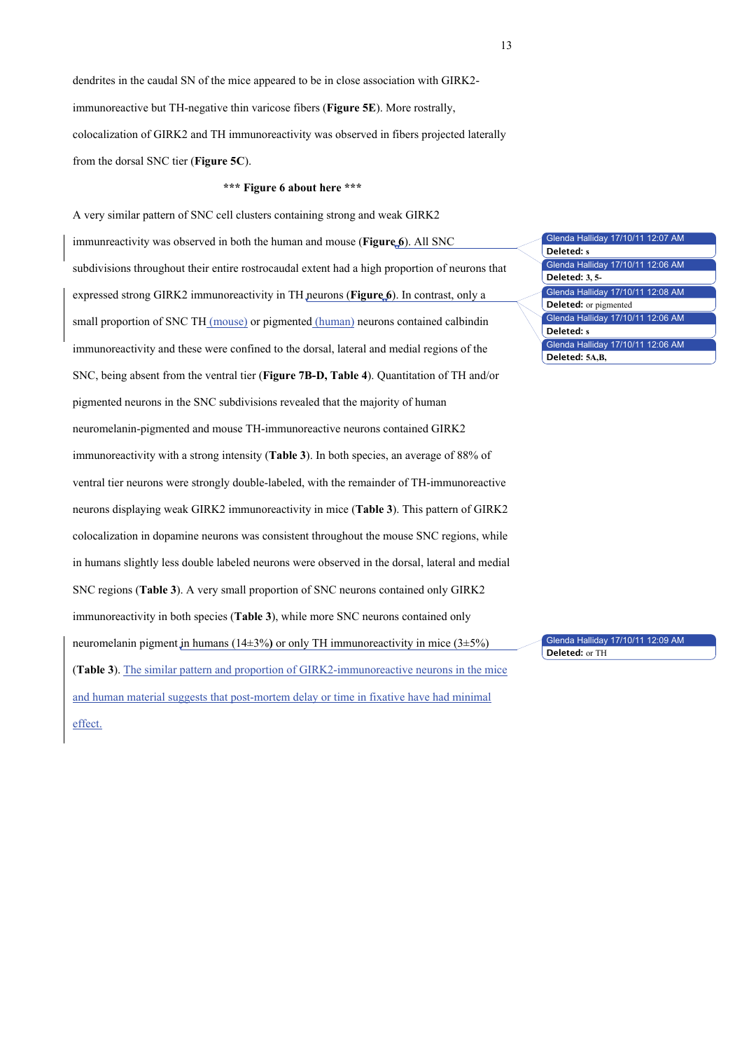dendrites in the caudal SN of the mice appeared to be in close association with GIRK2-immunoreactive but TH-negative thin varicose fibers (**Figure 5E**). More rostrally, colocalization of GIRK2 and TH immunoreactivity was observed in fibers projected laterally from the dorsal SNC tier (**Figure 5C**).

**\*\*\* Figure 6 about here \*\*\***

A very similar pattern of SNC cell clusters containing strong and weak GIRK2 immunreactivity was observed in both the human and mouse (**Figure 6**). All SNC subdivisions throughout their entire rostrocaudal extent had a high proportion of neurons that expressed strong GIRK2 immunoreactivity in TH neurons (**Figure 6**). In contrast, only a small proportion of SNC TH (mouse) or pigmented (human) neurons contained calbindin immunoreactivity and these were confined to the dorsal, lateral and medial regions of the SNC, being absent from the ventral tier (**Figure 7B-D, Table 4**). Quantitation of TH and/or pigmented neurons in the SNC subdivisions revealed that the majority of human neuromelanin-pigmented and mouse TH-immunoreactive neurons contained GIRK2 immunoreactivity with a strong intensity (**Table 3**). In both species, an average of 88% of ventral tier neurons were strongly double-labeled, with the remainder of TH-immunoreactive neurons displaying weak GIRK2 immunoreactivity in mice (**Table 3**). This pattern of GIRK2 colocalization in dopamine neurons was consistent throughout the mouse SNC regions, while in humans slightly less double labeled neurons were observed in the dorsal, lateral and medial SNC regions (**Table 3**). A very small proportion of SNC neurons contained only GIRK2 immunoreactivity in both species (**Table 3**), while more SNC neurons contained only neuromelanin pigment in humans (14±3%) or only TH immunoreactivity in mice (3±5%) (**Table 3**). The similar pattern and proportion of GIRK2-immunoreactive neurons in the mice and human material suggests that post-mortem delay or time in fixative have had minimal effect.

Glenda Halliday 17/10/11 12:07 AM
**Deleted:** s

Glenda Halliday 17/10/11 12:06 AM
**Deleted:** 3, 5-

Glenda Halliday 17/10/11 12:08 AM
**Deleted:** or pigmented

Glenda Halliday 17/10/11 12:06 AM
**Deleted:** s

Glenda Halliday 17/10/11 12:06 AM
**Deleted:** 5A,B,

Glenda Halliday 17/10/11 12:09 AM
**Deleted:** or TH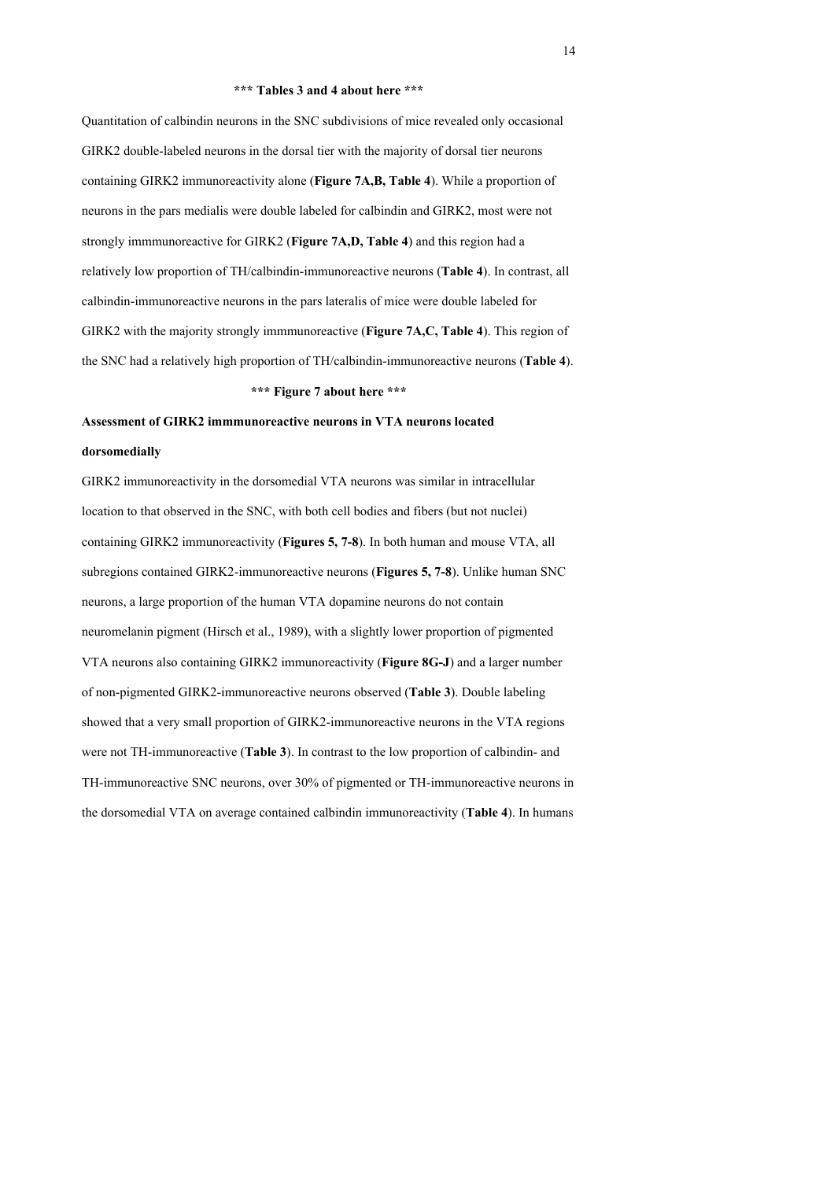**\*\*\* Tables 3 and 4 about here \*\*\***

Quantitation of calbindin neurons in the SNC subdivisions of mice revealed only occasional GIRK2 double-labeled neurons in the dorsal tier with the majority of dorsal tier neurons containing GIRK2 immunoreactivity alone (**Figure 7A,B, Table 4**). While a proportion of neurons in the pars medialis were double labeled for calbindin and GIRK2, most were not strongly immmunoreactive for GIRK2 (**Figure 7A,D, Table 4**) and this region had a relatively low proportion of TH/calbindin-immunoreactive neurons (**Table 4**). In contrast, all calbindin-immunoreactive neurons in the pars lateralis of mice were double labeled for GIRK2 with the majority strongly immmunoreactive (**Figure 7A,C, Table 4**). This region of the SNC had a relatively high proportion of TH/calbindin-immunoreactive neurons (**Table 4**).

**\*\*\* Figure 7 about here \*\*\***

**Assessment of GIRK2 immmunoreactive neurons in VTA neurons located dorsomedially**

GIRK2 immunoreactivity in the dorsomedial VTA neurons was similar in intracellular location to that observed in the SNC, with both cell bodies and fibers (but not nuclei) containing GIRK2 immunoreactivity (**Figures 5, 7-8**). In both human and mouse VTA, all subregions contained GIRK2-immunoreactive neurons (**Figures 5, 7-8**). Unlike human SNC neurons, a large proportion of the human VTA dopamine neurons do not contain neuromelanin pigment (Hirsch et al., 1989), with a slightly lower proportion of pigmented VTA neurons also containing GIRK2 immunoreactivity (**Figure 8G-J**) and a larger number of non-pigmented GIRK2-immunoreactive neurons observed (**Table 3**). Double labeling showed that a very small proportion of GIRK2-immunoreactive neurons in the VTA regions were not TH-immunoreactive (**Table 3**). In contrast to the low proportion of calbindin- and TH-immunoreactive SNC neurons, over 30% of pigmented or TH-immunoreactive neurons in the dorsomedial VTA on average contained calbindin immunoreactivity (**Table 4**). In humans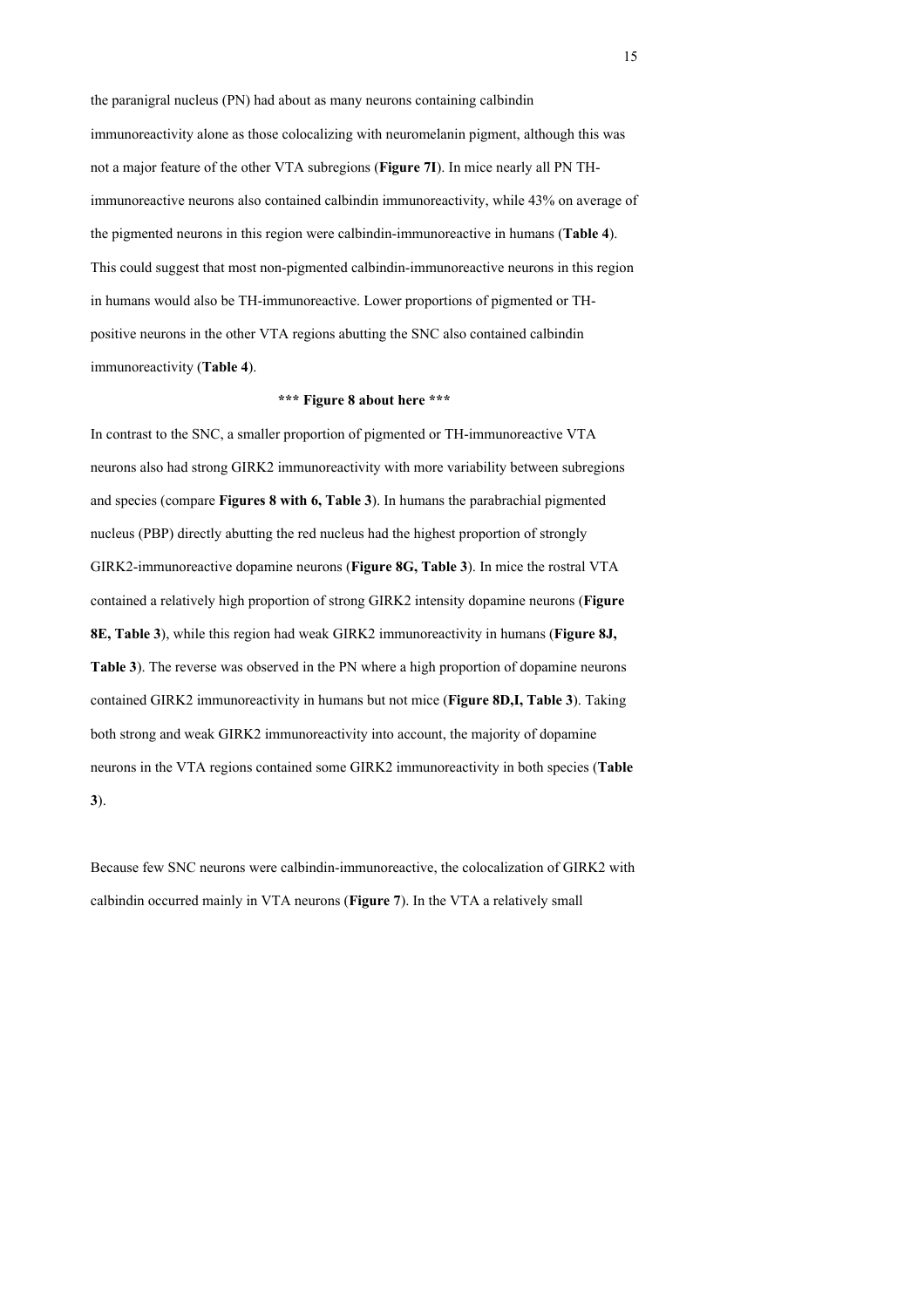the paranigral nucleus (PN) had about as many neurons containing calbindin immunoreactivity alone as those colocalizing with neuromelanin pigment, although this was not a major feature of the other VTA subregions (**Figure 7I**). In mice nearly all PN TH-immunoreactive neurons also contained calbindin immunoreactivity, while 43% on average of the pigmented neurons in this region were calbindin-immunoreactive in humans (**Table 4**). This could suggest that most non-pigmented calbindin-immunoreactive neurons in this region in humans would also be TH-immunoreactive. Lower proportions of pigmented or TH-positive neurons in the other VTA regions abutting the SNC also contained calbindin immunoreactivity (**Table 4**).

**\*\*\* Figure 8 about here \*\*\***

In contrast to the SNC, a smaller proportion of pigmented or TH-immunoreactive VTA neurons also had strong GIRK2 immunoreactivity with more variability between subregions and species (compare **Figures 8 with 6, Table 3**). In humans the parabrachial pigmented nucleus (PBP) directly abutting the red nucleus had the highest proportion of strongly GIRK2-immunoreactive dopamine neurons (**Figure 8G, Table 3**). In mice the rostral VTA contained a relatively high proportion of strong GIRK2 intensity dopamine neurons (**Figure 8E, Table 3**), while this region had weak GIRK2 immunoreactivity in humans (**Figure 8J, Table 3**). The reverse was observed in the PN where a high proportion of dopamine neurons contained GIRK2 immunoreactivity in humans but not mice (**Figure 8D,I, Table 3**). Taking both strong and weak GIRK2 immunoreactivity into account, the majority of dopamine neurons in the VTA regions contained some GIRK2 immunoreactivity in both species (**Table 3**).

Because few SNC neurons were calbindin-immunoreactive, the colocalization of GIRK2 with calbindin occurred mainly in VTA neurons (**Figure 7**). In the VTA a relatively small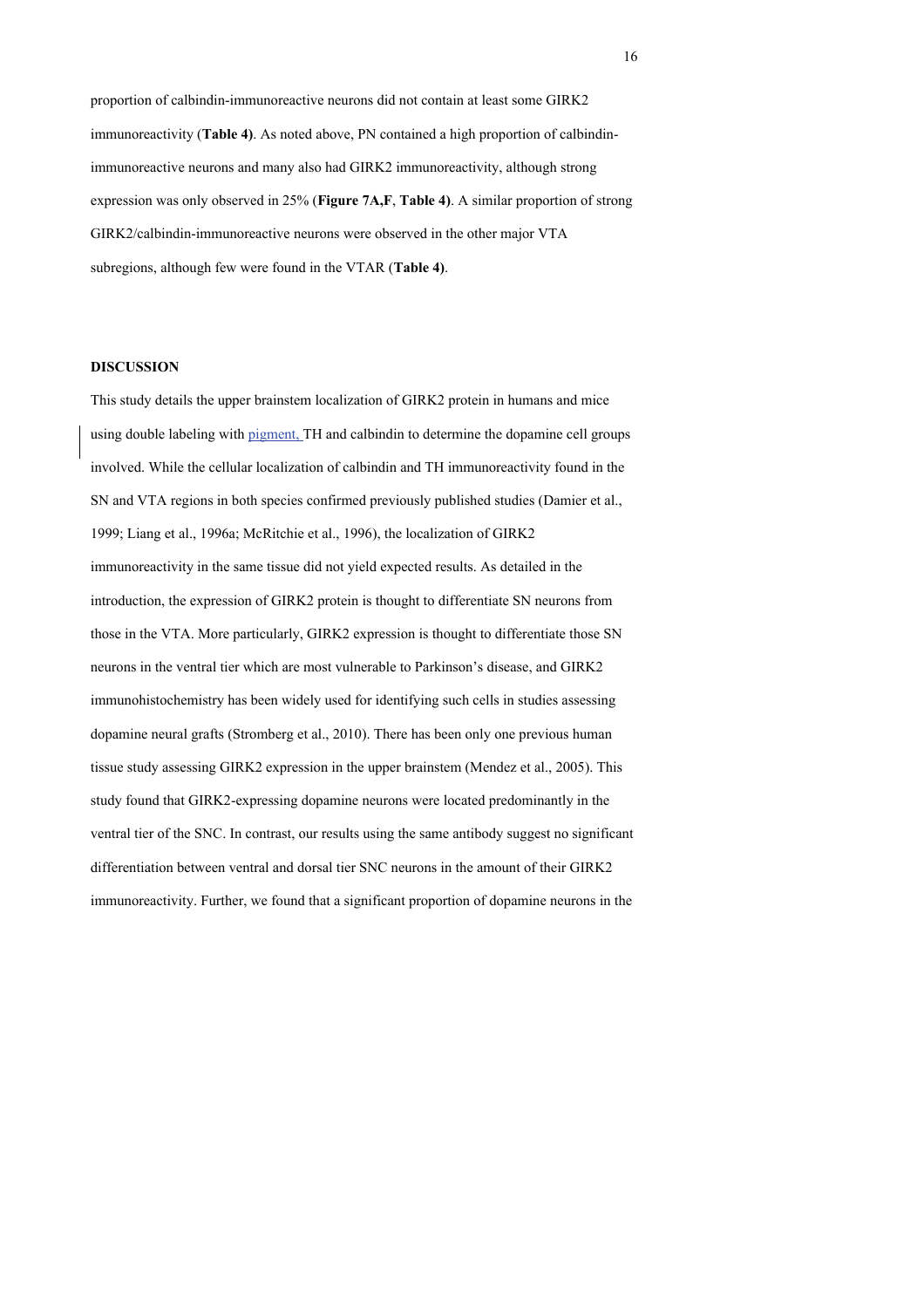proportion of calbindin-immunoreactive neurons did not contain at least some GIRK2 immunoreactivity (**Table 4)**. As noted above, PN contained a high proportion of calbindin-immunoreactive neurons and many also had GIRK2 immunoreactivity, although strong expression was only observed in 25% (**Figure 7A,F**, **Table 4)**. A similar proportion of strong GIRK2/calbindin-immunoreactive neurons were observed in the other major VTA subregions, although few were found in the VTAR (**Table 4)**.

## DISCUSSION

This study details the upper brainstem localization of GIRK2 protein in humans and mice using double labeling with pigment, TH and calbindin to determine the dopamine cell groups involved. While the cellular localization of calbindin and TH immunoreactivity found in the SN and VTA regions in both species confirmed previously published studies (Damier et al., 1999; Liang et al., 1996a; McRitchie et al., 1996), the localization of GIRK2 immunoreactivity in the same tissue did not yield expected results. As detailed in the introduction, the expression of GIRK2 protein is thought to differentiate SN neurons from those in the VTA. More particularly, GIRK2 expression is thought to differentiate those SN neurons in the ventral tier which are most vulnerable to Parkinson's disease, and GIRK2 immunohistochemistry has been widely used for identifying such cells in studies assessing dopamine neural grafts (Stromberg et al., 2010). There has been only one previous human tissue study assessing GIRK2 expression in the upper brainstem (Mendez et al., 2005). This study found that GIRK2-expressing dopamine neurons were located predominantly in the ventral tier of the SNC. In contrast, our results using the same antibody suggest no significant differentiation between ventral and dorsal tier SNC neurons in the amount of their GIRK2 immunoreactivity. Further, we found that a significant proportion of dopamine neurons in the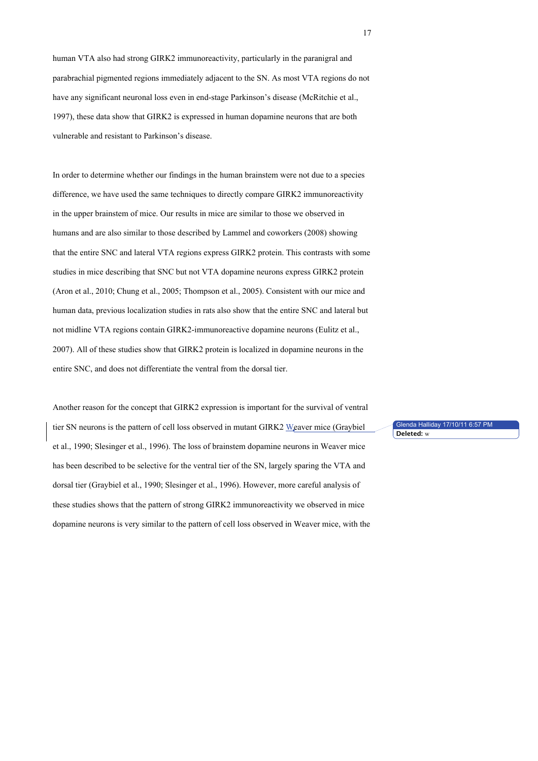human VTA also had strong GIRK2 immunoreactivity, particularly in the paranigral and parabrachial pigmented regions immediately adjacent to the SN. As most VTA regions do not have any significant neuronal loss even in end-stage Parkinson's disease (McRitchie et al., 1997), these data show that GIRK2 is expressed in human dopamine neurons that are both vulnerable and resistant to Parkinson's disease.

In order to determine whether our findings in the human brainstem were not due to a species difference, we have used the same techniques to directly compare GIRK2 immunoreactivity in the upper brainstem of mice. Our results in mice are similar to those we observed in humans and are also similar to those described by Lammel and coworkers (2008) showing that the entire SNC and lateral VTA regions express GIRK2 protein. This contrasts with some studies in mice describing that SNC but not VTA dopamine neurons express GIRK2 protein (Aron et al., 2010; Chung et al., 2005; Thompson et al., 2005). Consistent with our mice and human data, previous localization studies in rats also show that the entire SNC and lateral but not midline VTA regions contain GIRK2-immunoreactive dopamine neurons (Eulitz et al., 2007). All of these studies show that GIRK2 protein is localized in dopamine neurons in the entire SNC, and does not differentiate the ventral from the dorsal tier.

Another reason for the concept that GIRK2 expression is important for the survival of ventral tier SN neurons is the pattern of cell loss observed in mutant GIRK2 Weaver mice (Graybiel et al., 1990; Slesinger et al., 1996). The loss of brainstem dopamine neurons in Weaver mice has been described to be selective for the ventral tier of the SN, largely sparing the VTA and dorsal tier (Graybiel et al., 1990; Slesinger et al., 1996). However, more careful analysis of these studies shows that the pattern of strong GIRK2 immunoreactivity we observed in mice dopamine neurons is very similar to the pattern of cell loss observed in Weaver mice, with the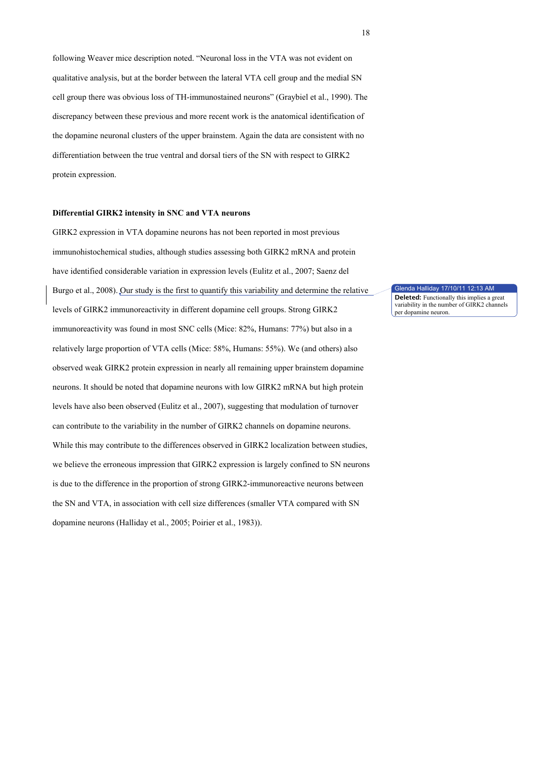following Weaver mice description noted. "Neuronal loss in the VTA was not evident on qualitative analysis, but at the border between the lateral VTA cell group and the medial SN cell group there was obvious loss of TH-immunostained neurons" (Graybiel et al., 1990). The discrepancy between these previous and more recent work is the anatomical identification of the dopamine neuronal clusters of the upper brainstem. Again the data are consistent with no differentiation between the true ventral and dorsal tiers of the SN with respect to GIRK2 protein expression.

**Differential GIRK2 intensity in SNC and VTA neurons**

GIRK2 expression in VTA dopamine neurons has not been reported in most previous immunohistochemical studies, although studies assessing both GIRK2 mRNA and protein have identified considerable variation in expression levels (Eulitz et al., 2007; Saenz del Burgo et al., 2008). Our study is the first to quantify this variability and determine the relative levels of GIRK2 immunoreactivity in different dopamine cell groups. Strong GIRK2 immunoreactivity was found in most SNC cells (Mice: 82%, Humans: 77%) but also in a relatively large proportion of VTA cells (Mice: 58%, Humans: 55%). We (and others) also observed weak GIRK2 protein expression in nearly all remaining upper brainstem dopamine neurons. It should be noted that dopamine neurons with low GIRK2 mRNA but high protein levels have also been observed (Eulitz et al., 2007), suggesting that modulation of turnover can contribute to the variability in the number of GIRK2 channels on dopamine neurons. While this may contribute to the differences observed in GIRK2 localization between studies, we believe the erroneous impression that GIRK2 expression is largely confined to SN neurons is due to the difference in the proportion of strong GIRK2-immunoreactive neurons between the SN and VTA, in association with cell size differences (smaller VTA compared with SN dopamine neurons (Halliday et al., 2005; Poirier et al., 1983)).

Glenda Halliday 17/10/11 12:13 AM
**Deleted:** Functionally this implies a great variability in the number of GIRK2 channels per dopamine neuron.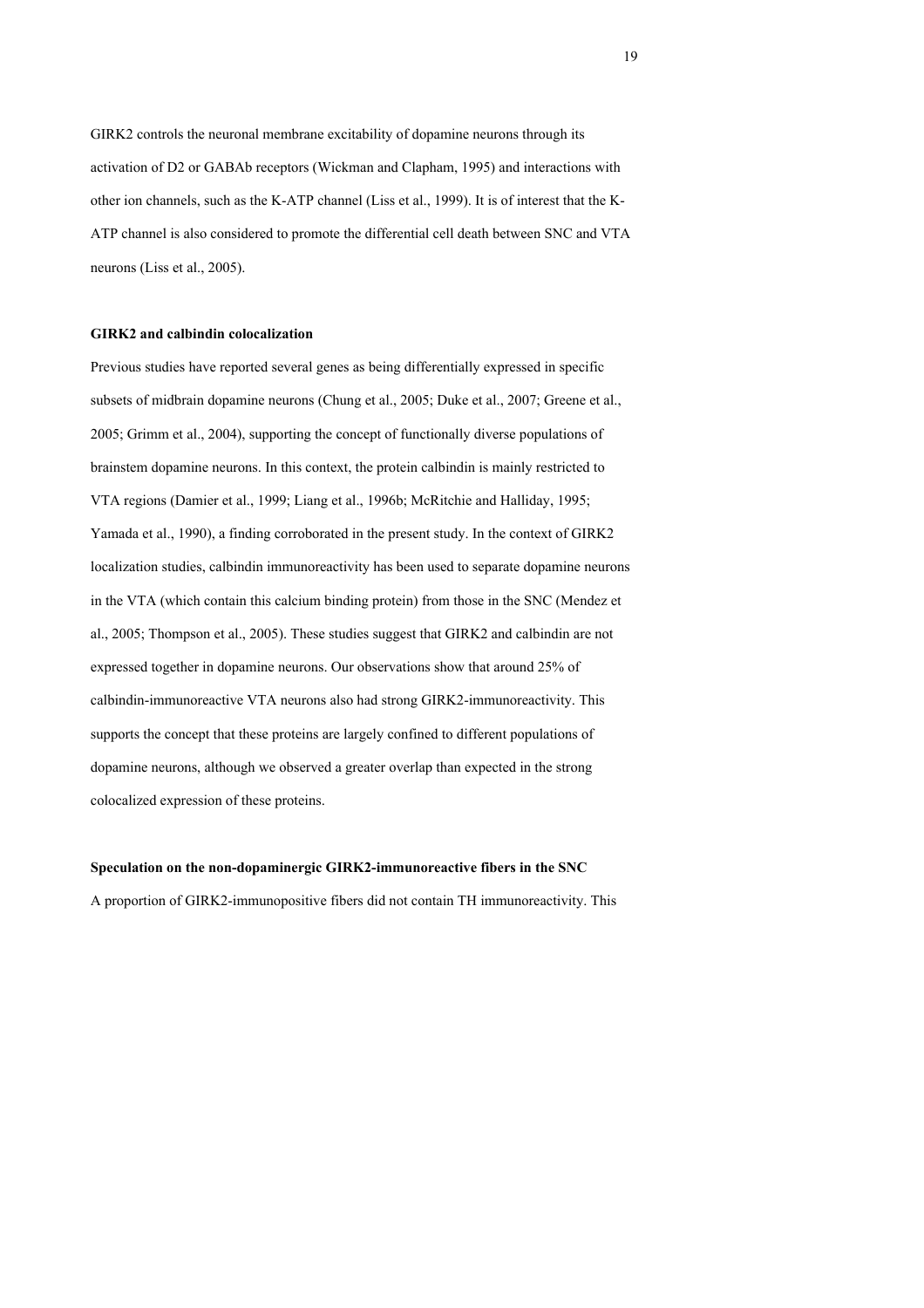GIRK2 controls the neuronal membrane excitability of dopamine neurons through its activation of D2 or GABAb receptors (Wickman and Clapham, 1995) and interactions with other ion channels, such as the K-ATP channel (Liss et al., 1999). It is of interest that the K-ATP channel is also considered to promote the differential cell death between SNC and VTA neurons (Liss et al., 2005).

**GIRK2 and calbindin colocalization**

Previous studies have reported several genes as being differentially expressed in specific subsets of midbrain dopamine neurons (Chung et al., 2005; Duke et al., 2007; Greene et al., 2005; Grimm et al., 2004), supporting the concept of functionally diverse populations of brainstem dopamine neurons. In this context, the protein calbindin is mainly restricted to VTA regions (Damier et al., 1999; Liang et al., 1996b; McRitchie and Halliday, 1995; Yamada et al., 1990), a finding corroborated in the present study. In the context of GIRK2 localization studies, calbindin immunoreactivity has been used to separate dopamine neurons in the VTA (which contain this calcium binding protein) from those in the SNC (Mendez et al., 2005; Thompson et al., 2005). These studies suggest that GIRK2 and calbindin are not expressed together in dopamine neurons. Our observations show that around 25% of calbindin-immunoreactive VTA neurons also had strong GIRK2-immunoreactivity. This supports the concept that these proteins are largely confined to different populations of dopamine neurons, although we observed a greater overlap than expected in the strong colocalized expression of these proteins.

**Speculation on the non-dopaminergic GIRK2-immunoreactive fibers in the SNC**

A proportion of GIRK2-immunopositive fibers did not contain TH immunoreactivity. This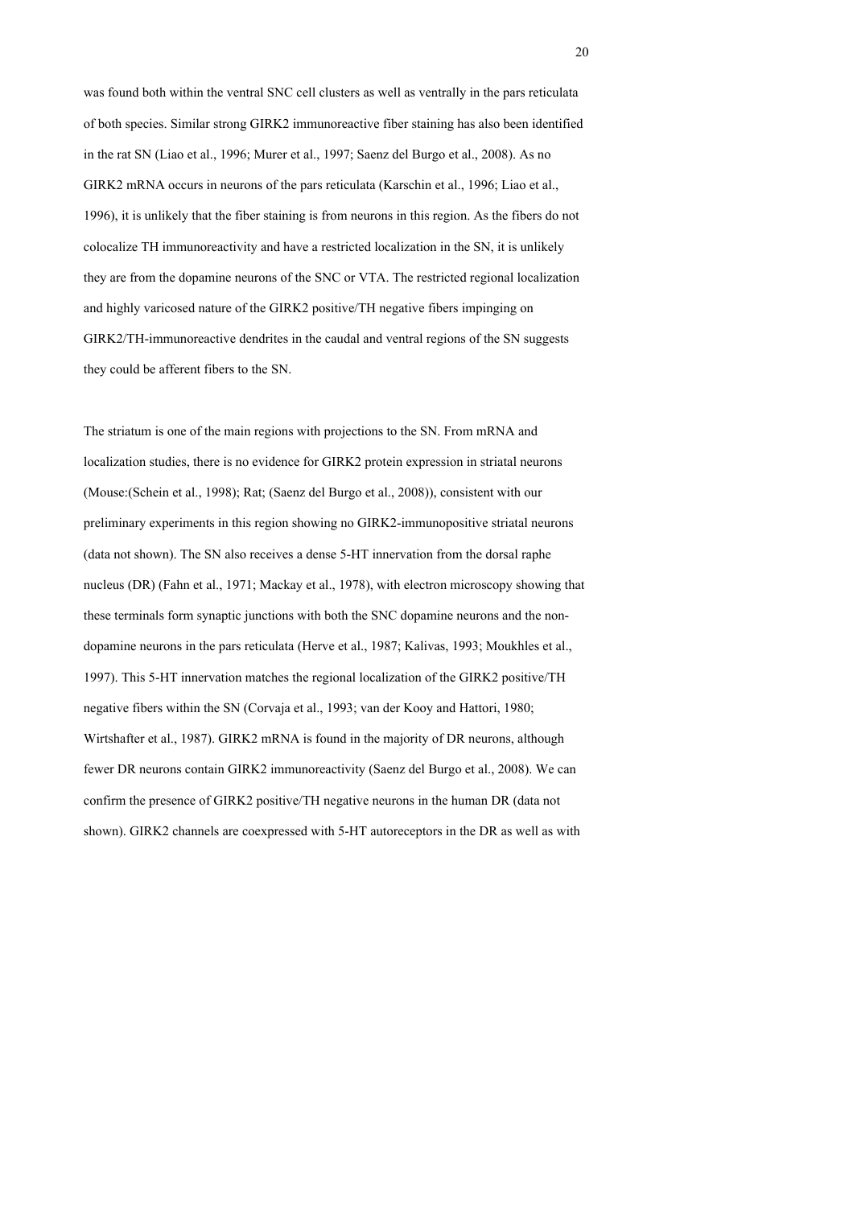was found both within the ventral SNC cell clusters as well as ventrally in the pars reticulata of both species. Similar strong GIRK2 immunoreactive fiber staining has also been identified in the rat SN (Liao et al., 1996; Murer et al., 1997; Saenz del Burgo et al., 2008). As no GIRK2 mRNA occurs in neurons of the pars reticulata (Karschin et al., 1996; Liao et al., 1996), it is unlikely that the fiber staining is from neurons in this region. As the fibers do not colocalize TH immunoreactivity and have a restricted localization in the SN, it is unlikely they are from the dopamine neurons of the SNC or VTA. The restricted regional localization and highly varicosed nature of the GIRK2 positive/TH negative fibers impinging on GIRK2/TH-immunoreactive dendrites in the caudal and ventral regions of the SN suggests they could be afferent fibers to the SN.

The striatum is one of the main regions with projections to the SN. From mRNA and localization studies, there is no evidence for GIRK2 protein expression in striatal neurons (Mouse:(Schein et al., 1998); Rat; (Saenz del Burgo et al., 2008)), consistent with our preliminary experiments in this region showing no GIRK2-immunopositive striatal neurons (data not shown). The SN also receives a dense 5-HT innervation from the dorsal raphe nucleus (DR) (Fahn et al., 1971; Mackay et al., 1978), with electron microscopy showing that these terminals form synaptic junctions with both the SNC dopamine neurons and the non-dopamine neurons in the pars reticulata (Herve et al., 1987; Kalivas, 1993; Moukhles et al., 1997). This 5-HT innervation matches the regional localization of the GIRK2 positive/TH negative fibers within the SN (Corvaja et al., 1993; van der Kooy and Hattori, 1980; Wirtshafter et al., 1987). GIRK2 mRNA is found in the majority of DR neurons, although fewer DR neurons contain GIRK2 immunoreactivity (Saenz del Burgo et al., 2008). We can confirm the presence of GIRK2 positive/TH negative neurons in the human DR (data not shown). GIRK2 channels are coexpressed with 5-HT autoreceptors in the DR as well as with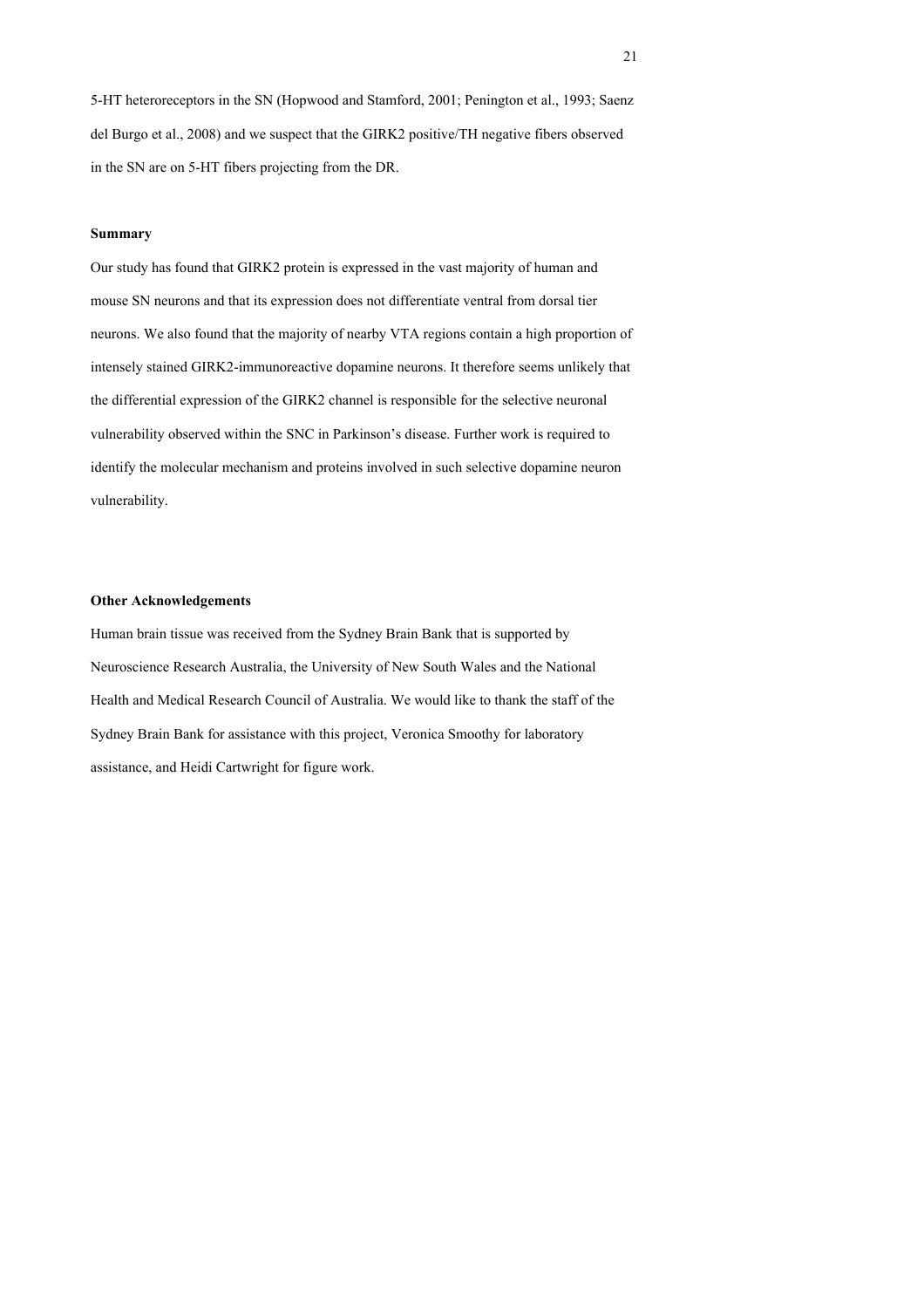5-HT heteroreceptors in the SN (Hopwood and Stamford, 2001; Penington et al., 1993; Saenz del Burgo et al., 2008) and we suspect that the GIRK2 positive/TH negative fibers observed in the SN are on 5-HT fibers projecting from the DR.

**Summary**

Our study has found that GIRK2 protein is expressed in the vast majority of human and mouse SN neurons and that its expression does not differentiate ventral from dorsal tier neurons. We also found that the majority of nearby VTA regions contain a high proportion of intensely stained GIRK2-immunoreactive dopamine neurons. It therefore seems unlikely that the differential expression of the GIRK2 channel is responsible for the selective neuronal vulnerability observed within the SNC in Parkinson's disease. Further work is required to identify the molecular mechanism and proteins involved in such selective dopamine neuron vulnerability.

**Other Acknowledgements**

Human brain tissue was received from the Sydney Brain Bank that is supported by Neuroscience Research Australia, the University of New South Wales and the National Health and Medical Research Council of Australia. We would like to thank the staff of the Sydney Brain Bank for assistance with this project, Veronica Smoothy for laboratory assistance, and Heidi Cartwright for figure work.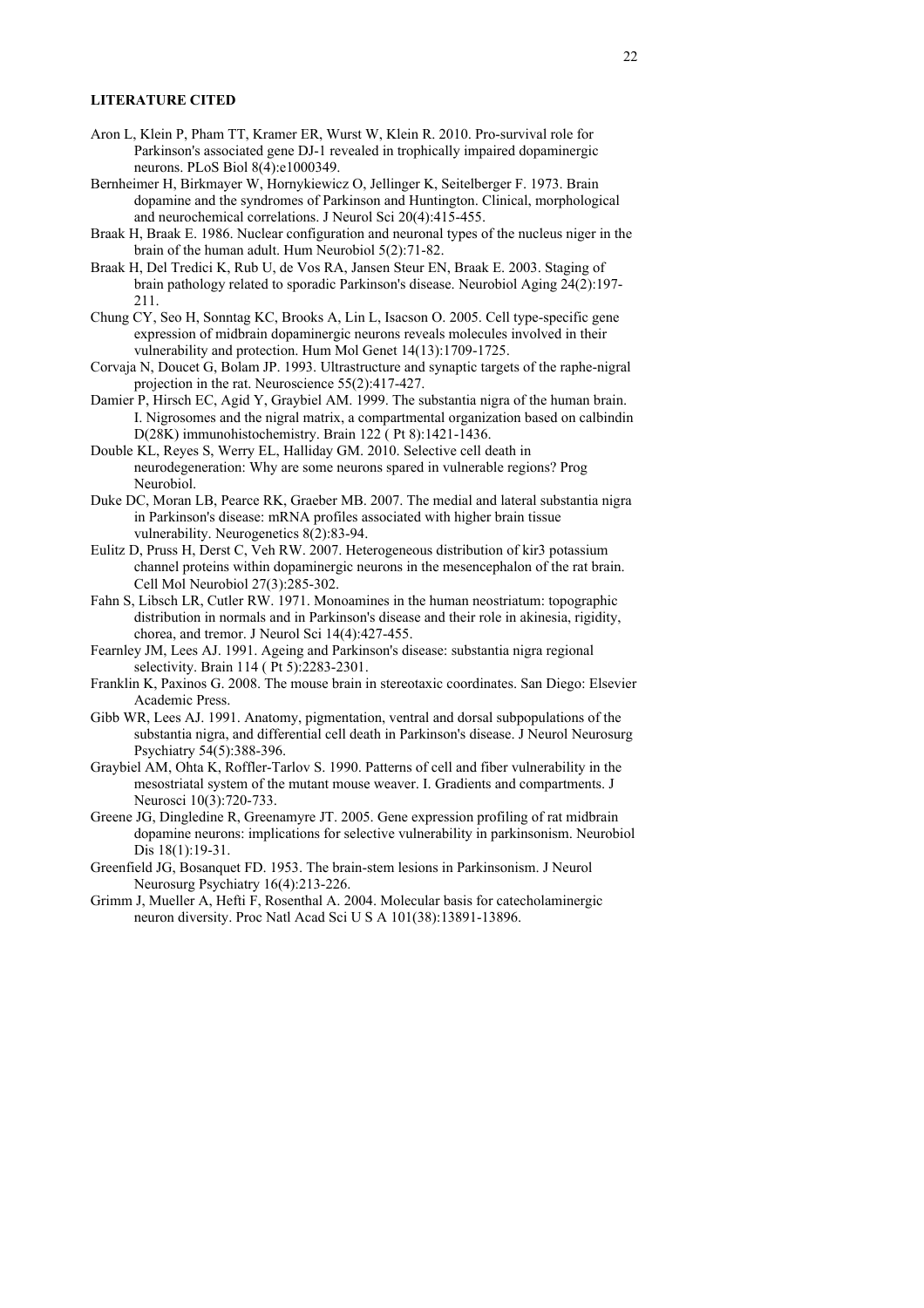**LITERATURE CITED**

Aron L, Klein P, Pham TT, Kramer ER, Wurst W, Klein R. 2010. Pro-survival role for Parkinson's associated gene DJ-1 revealed in trophically impaired dopaminergic neurons. PLoS Biol 8(4):e1000349.

Bernheimer H, Birkmayer W, Hornykiewicz O, Jellinger K, Seitelberger F. 1973. Brain dopamine and the syndromes of Parkinson and Huntington. Clinical, morphological and neurochemical correlations. J Neurol Sci 20(4):415-455.

Braak H, Braak E. 1986. Nuclear configuration and neuronal types of the nucleus niger in the brain of the human adult. Hum Neurobiol 5(2):71-82.

Braak H, Del Tredici K, Rub U, de Vos RA, Jansen Steur EN, Braak E. 2003. Staging of brain pathology related to sporadic Parkinson's disease. Neurobiol Aging 24(2):197-211.

Chung CY, Seo H, Sonntag KC, Brooks A, Lin L, Isacson O. 2005. Cell type-specific gene expression of midbrain dopaminergic neurons reveals molecules involved in their vulnerability and protection. Hum Mol Genet 14(13):1709-1725.

Corvaja N, Doucet G, Bolam JP. 1993. Ultrastructure and synaptic targets of the raphe-nigral projection in the rat. Neuroscience 55(2):417-427.

Damier P, Hirsch EC, Agid Y, Graybiel AM. 1999. The substantia nigra of the human brain. I. Nigrosomes and the nigral matrix, a compartmental organization based on calbindin D(28K) immunohistochemistry. Brain 122 ( Pt 8):1421-1436.

Double KL, Reyes S, Werry EL, Halliday GM. 2010. Selective cell death in neurodegeneration: Why are some neurons spared in vulnerable regions? Prog Neurobiol.

Duke DC, Moran LB, Pearce RK, Graeber MB. 2007. The medial and lateral substantia nigra in Parkinson's disease: mRNA profiles associated with higher brain tissue vulnerability. Neurogenetics 8(2):83-94.

Eulitz D, Pruss H, Derst C, Veh RW. 2007. Heterogeneous distribution of kir3 potassium channel proteins within dopaminergic neurons in the mesencephalon of the rat brain. Cell Mol Neurobiol 27(3):285-302.

Fahn S, Libsch LR, Cutler RW. 1971. Monoamines in the human neostriatum: topographic distribution in normals and in Parkinson's disease and their role in akinesia, rigidity, chorea, and tremor. J Neurol Sci 14(4):427-455.

Fearnley JM, Lees AJ. 1991. Ageing and Parkinson's disease: substantia nigra regional selectivity. Brain 114 ( Pt 5):2283-2301.

Franklin K, Paxinos G. 2008. The mouse brain in stereotaxic coordinates. San Diego: Elsevier Academic Press.

Gibb WR, Lees AJ. 1991. Anatomy, pigmentation, ventral and dorsal subpopulations of the substantia nigra, and differential cell death in Parkinson's disease. J Neurol Neurosurg Psychiatry 54(5):388-396.

Graybiel AM, Ohta K, Roffler-Tarlov S. 1990. Patterns of cell and fiber vulnerability in the mesostriatal system of the mutant mouse weaver. I. Gradients and compartments. J Neurosci 10(3):720-733.

Greene JG, Dingledine R, Greenamyre JT. 2005. Gene expression profiling of rat midbrain dopamine neurons: implications for selective vulnerability in parkinsonism. Neurobiol Dis 18(1):19-31.

Greenfield JG, Bosanquet FD. 1953. The brain-stem lesions in Parkinsonism. J Neurol Neurosurg Psychiatry 16(4):213-226.

Grimm J, Mueller A, Hefti F, Rosenthal A. 2004. Molecular basis for catecholaminergic neuron diversity. Proc Natl Acad Sci U S A 101(38):13891-13896.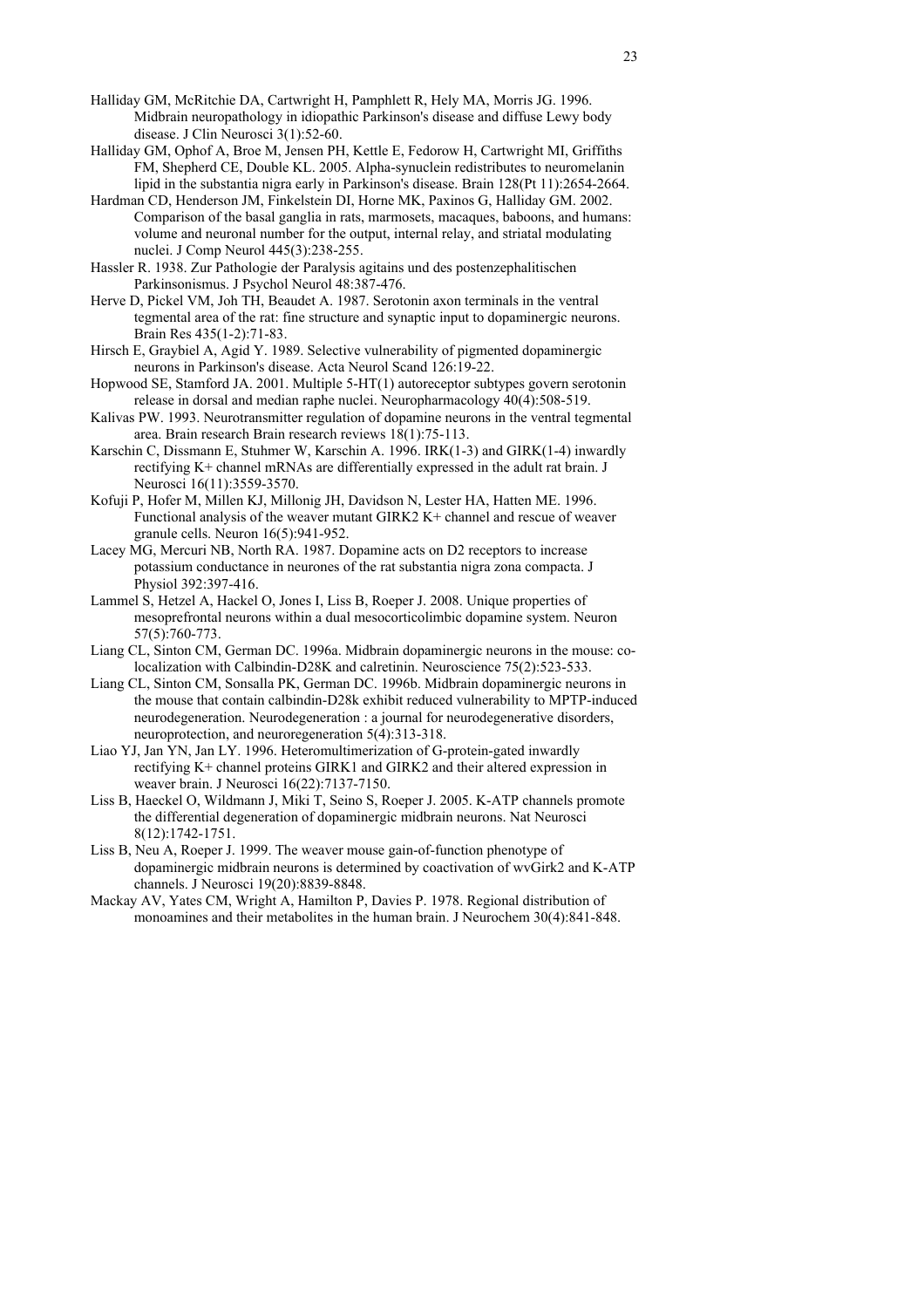Halliday GM, McRitchie DA, Cartwright H, Pamphlett R, Hely MA, Morris JG. 1996. Midbrain neuropathology in idiopathic Parkinson's disease and diffuse Lewy body disease. J Clin Neurosci 3(1):52-60.

Halliday GM, Ophof A, Broe M, Jensen PH, Kettle E, Fedorow H, Cartwright MI, Griffiths FM, Shepherd CE, Double KL. 2005. Alpha-synuclein redistributes to neuromelanin lipid in the substantia nigra early in Parkinson's disease. Brain 128(Pt 11):2654-2664.

Hardman CD, Henderson JM, Finkelstein DI, Horne MK, Paxinos G, Halliday GM. 2002. Comparison of the basal ganglia in rats, marmosets, macaques, baboons, and humans: volume and neuronal number for the output, internal relay, and striatal modulating nuclei. J Comp Neurol 445(3):238-255.

Hassler R. 1938. Zur Pathologie der Paralysis agitains und des postenzephalitischen Parkinsonismus. J Psychol Neurol 48:387-476.

Herve D, Pickel VM, Joh TH, Beaudet A. 1987. Serotonin axon terminals in the ventral tegmental area of the rat: fine structure and synaptic input to dopaminergic neurons. Brain Res 435(1-2):71-83.

Hirsch E, Graybiel A, Agid Y. 1989. Selective vulnerability of pigmented dopaminergic neurons in Parkinson's disease. Acta Neurol Scand 126:19-22.

Hopwood SE, Stamford JA. 2001. Multiple 5-HT(1) autoreceptor subtypes govern serotonin release in dorsal and median raphe nuclei. Neuropharmacology 40(4):508-519.

Kalivas PW. 1993. Neurotransmitter regulation of dopamine neurons in the ventral tegmental area. Brain research Brain research reviews 18(1):75-113.

Karschin C, Dissmann E, Stuhmer W, Karschin A. 1996. IRK(1-3) and GIRK(1-4) inwardly rectifying K+ channel mRNAs are differentially expressed in the adult rat brain. J Neurosci 16(11):3559-3570.

Kofuji P, Hofer M, Millen KJ, Millonig JH, Davidson N, Lester HA, Hatten ME. 1996. Functional analysis of the weaver mutant GIRK2 K+ channel and rescue of weaver granule cells. Neuron 16(5):941-952.

Lacey MG, Mercuri NB, North RA. 1987. Dopamine acts on D2 receptors to increase potassium conductance in neurones of the rat substantia nigra zona compacta. J Physiol 392:397-416.

Lammel S, Hetzel A, Hackel O, Jones I, Liss B, Roeper J. 2008. Unique properties of mesoprefrontal neurons within a dual mesocorticolimbic dopamine system. Neuron 57(5):760-773.

Liang CL, Sinton CM, German DC. 1996a. Midbrain dopaminergic neurons in the mouse: co-localization with Calbindin-D28K and calretinin. Neuroscience 75(2):523-533.

Liang CL, Sinton CM, Sonsalla PK, German DC. 1996b. Midbrain dopaminergic neurons in the mouse that contain calbindin-D28k exhibit reduced vulnerability to MPTP-induced neurodegeneration. Neurodegeneration : a journal for neurodegenerative disorders, neuroprotection, and neuroregeneration 5(4):313-318.

Liao YJ, Jan YN, Jan LY. 1996. Heteromultimerization of G-protein-gated inwardly rectifying K+ channel proteins GIRK1 and GIRK2 and their altered expression in weaver brain. J Neurosci 16(22):7137-7150.

Liss B, Haeckel O, Wildmann J, Miki T, Seino S, Roeper J. 2005. K-ATP channels promote the differential degeneration of dopaminergic midbrain neurons. Nat Neurosci 8(12):1742-1751.

Liss B, Neu A, Roeper J. 1999. The weaver mouse gain-of-function phenotype of dopaminergic midbrain neurons is determined by coactivation of wvGirk2 and K-ATP channels. J Neurosci 19(20):8839-8848.

Mackay AV, Yates CM, Wright A, Hamilton P, Davies P. 1978. Regional distribution of monoamines and their metabolites in the human brain. J Neurochem 30(4):841-848.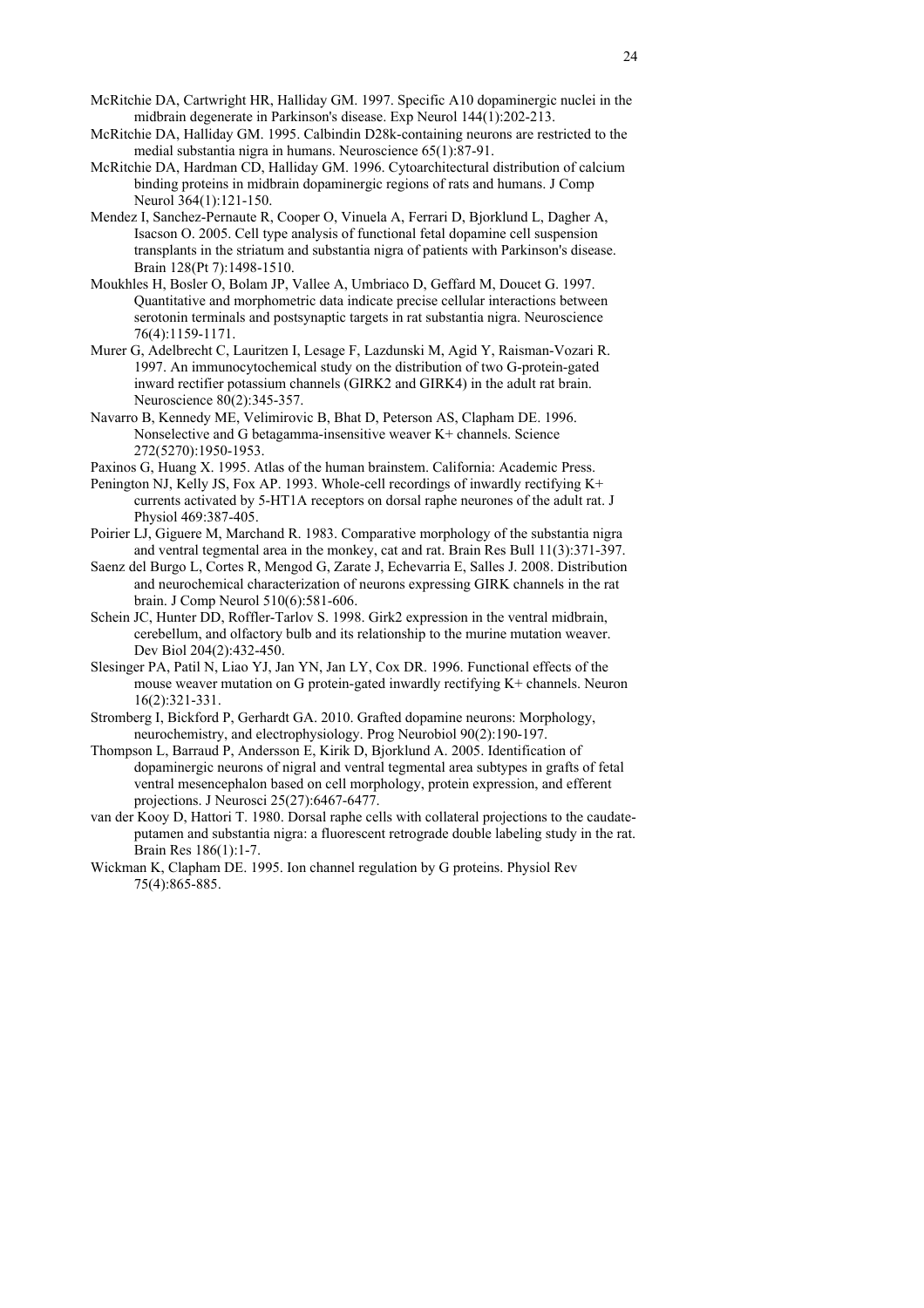McRitchie DA, Cartwright HR, Halliday GM. 1997. Specific A10 dopaminergic nuclei in the midbrain degenerate in Parkinson's disease. Exp Neurol 144(1):202-213.

McRitchie DA, Halliday GM. 1995. Calbindin D28k-containing neurons are restricted to the medial substantia nigra in humans. Neuroscience 65(1):87-91.

McRitchie DA, Hardman CD, Halliday GM. 1996. Cytoarchitectural distribution of calcium binding proteins in midbrain dopaminergic regions of rats and humans. J Comp Neurol 364(1):121-150.

Mendez I, Sanchez-Pernaute R, Cooper O, Vinuela A, Ferrari D, Bjorklund L, Dagher A, Isacson O. 2005. Cell type analysis of functional fetal dopamine cell suspension transplants in the striatum and substantia nigra of patients with Parkinson's disease. Brain 128(Pt 7):1498-1510.

Moukhles H, Bosler O, Bolam JP, Vallee A, Umbriaco D, Geffard M, Doucet G. 1997. Quantitative and morphometric data indicate precise cellular interactions between serotonin terminals and postsynaptic targets in rat substantia nigra. Neuroscience 76(4):1159-1171.

Murer G, Adelbrecht C, Lauritzen I, Lesage F, Lazdunski M, Agid Y, Raisman-Vozari R. 1997. An immunocytochemical study on the distribution of two G-protein-gated inward rectifier potassium channels (GIRK2 and GIRK4) in the adult rat brain. Neuroscience 80(2):345-357.

Navarro B, Kennedy ME, Velimirovic B, Bhat D, Peterson AS, Clapham DE. 1996. Nonselective and G betagamma-insensitive weaver K+ channels. Science 272(5270):1950-1953.

Paxinos G, Huang X. 1995. Atlas of the human brainstem. California: Academic Press.

Penington NJ, Kelly JS, Fox AP. 1993. Whole-cell recordings of inwardly rectifying K+ currents activated by 5-HT1A receptors on dorsal raphe neurones of the adult rat. J Physiol 469:387-405.

Poirier LJ, Giguere M, Marchand R. 1983. Comparative morphology of the substantia nigra and ventral tegmental area in the monkey, cat and rat. Brain Res Bull 11(3):371-397.

Saenz del Burgo L, Cortes R, Mengod G, Zarate J, Echevarria E, Salles J. 2008. Distribution and neurochemical characterization of neurons expressing GIRK channels in the rat brain. J Comp Neurol 510(6):581-606.

Schein JC, Hunter DD, Roffler-Tarlov S. 1998. Girk2 expression in the ventral midbrain, cerebellum, and olfactory bulb and its relationship to the murine mutation weaver. Dev Biol 204(2):432-450.

Slesinger PA, Patil N, Liao YJ, Jan YN, Jan LY, Cox DR. 1996. Functional effects of the mouse weaver mutation on G protein-gated inwardly rectifying K+ channels. Neuron 16(2):321-331.

Stromberg I, Bickford P, Gerhardt GA. 2010. Grafted dopamine neurons: Morphology, neurochemistry, and electrophysiology. Prog Neurobiol 90(2):190-197.

Thompson L, Barraud P, Andersson E, Kirik D, Bjorklund A. 2005. Identification of dopaminergic neurons of nigral and ventral tegmental area subtypes in grafts of fetal ventral mesencephalon based on cell morphology, protein expression, and efferent projections. J Neurosci 25(27):6467-6477.

van der Kooy D, Hattori T. 1980. Dorsal raphe cells with collateral projections to the caudate-putamen and substantia nigra: a fluorescent retrograde double labeling study in the rat. Brain Res 186(1):1-7.

Wickman K, Clapham DE. 1995. Ion channel regulation by G proteins. Physiol Rev 75(4):865-885.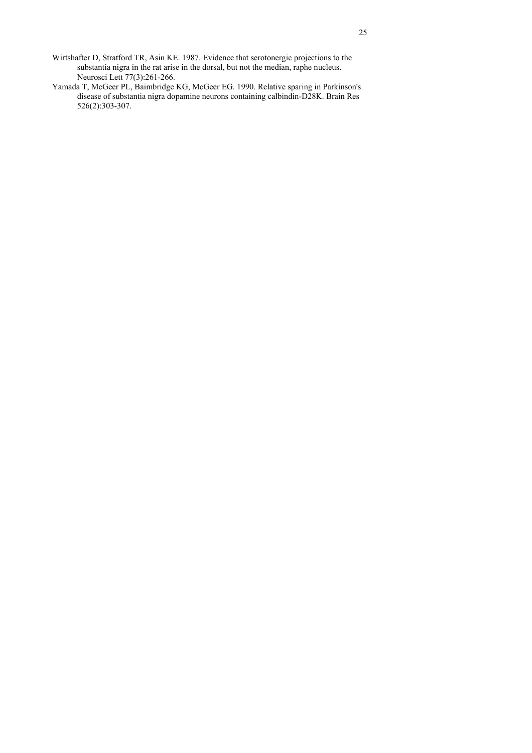Wirtshafter D, Stratford TR, Asin KE. 1987. Evidence that serotonergic projections to the substantia nigra in the rat arise in the dorsal, but not the median, raphe nucleus. Neurosci Lett 77(3):261-266.

Yamada T, McGeer PL, Baimbridge KG, McGeer EG. 1990. Relative sparing in Parkinson's disease of substantia nigra dopamine neurons containing calbindin-D28K. Brain Res 526(2):303-307.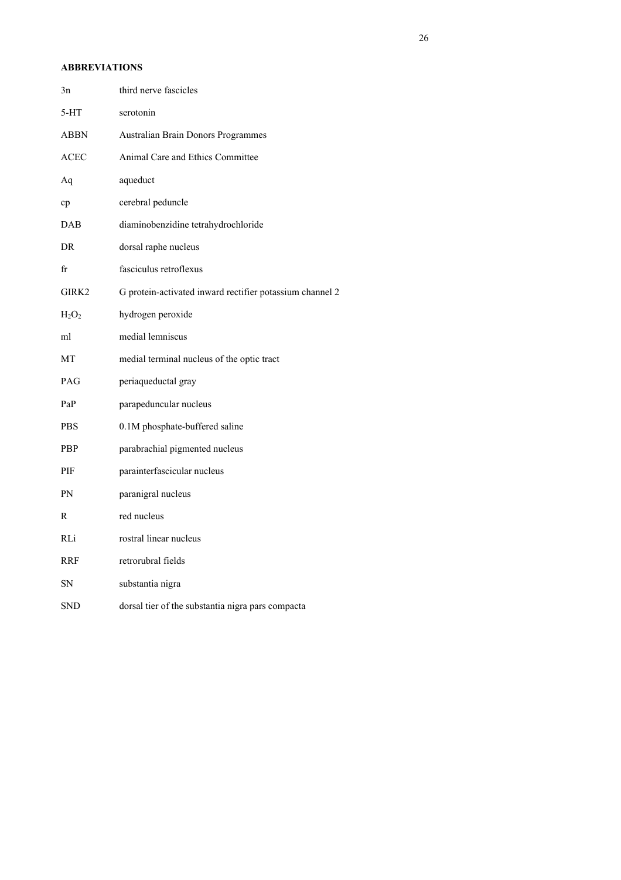**ABBREVIATIONS**

| | |
|---|---|
| 3n | third nerve fascicles |
| 5-HT | serotonin |
| ABBN | Australian Brain Donors Programmes |
| ACEC | Animal Care and Ethics Committee |
| Aq | aqueduct |
| cp | cerebral peduncle |
| DAB | diaminobenzidine tetrahydrochloride |
| DR | dorsal raphe nucleus |
| fr | fasciculus retroflexus |
| GIRK2 | G protein-activated inward rectifier potassium channel 2 |
| $H_2O_2$ | hydrogen peroxide |
| ml | medial lemniscus |
| MT | medial terminal nucleus of the optic tract |
| PAG | periaqueductal gray |
| PaP | parapeduncular nucleus |
| PBS | 0.1M phosphate-buffered saline |
| PBP | parabrachial pigmented nucleus |
| PIF | parainterfascicular nucleus |
| PN | paranigral nucleus |
| R | red nucleus |
| RLi | rostral linear nucleus |
| RRF | retrorubral fields |
| SN | substantia nigra |
| SND | dorsal tier of the substantia nigra pars compacta |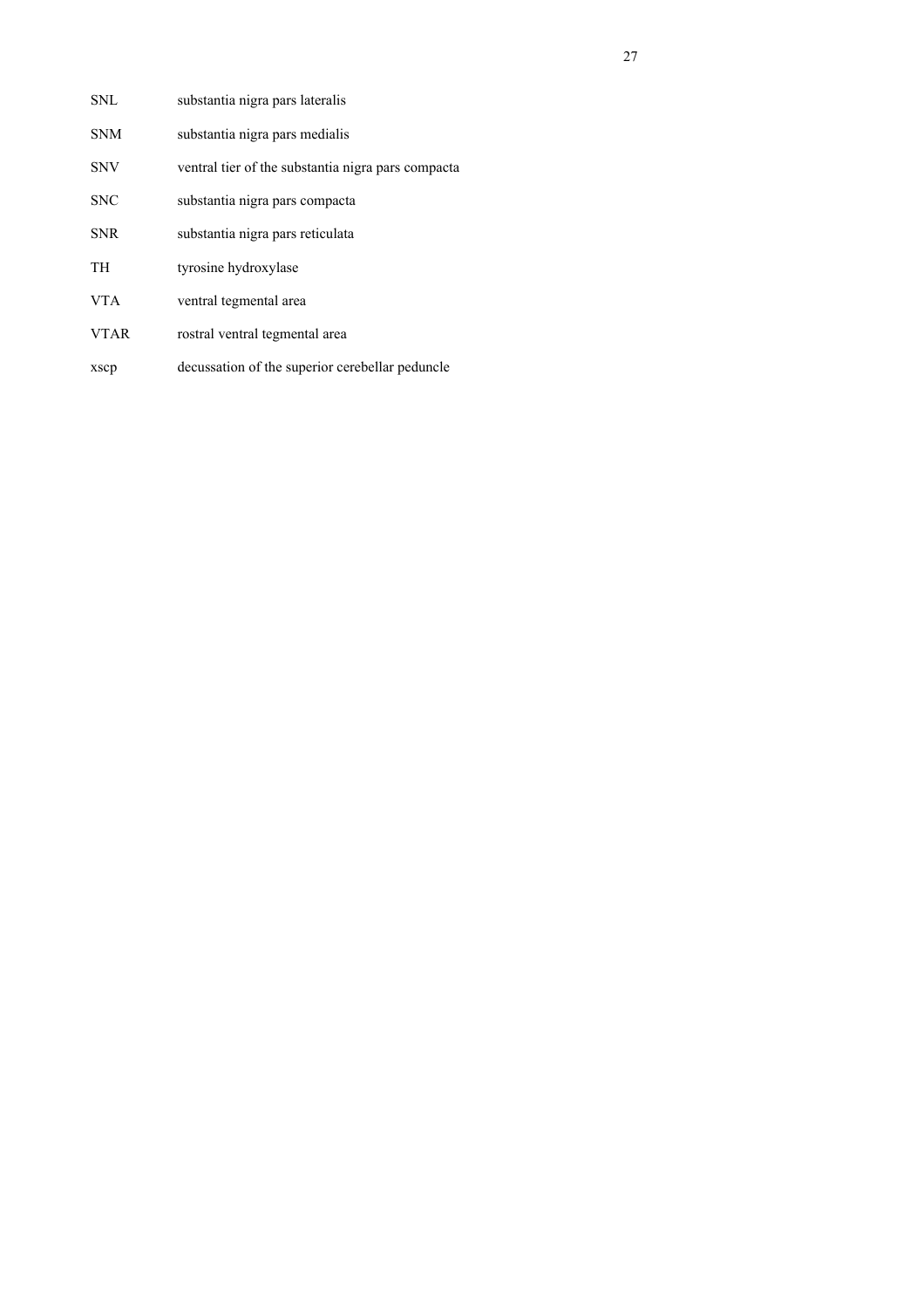| | |
|---|---|
| SNL | substantia nigra pars lateralis |
| SNM | substantia nigra pars medialis |
| SNV | ventral tier of the substantia nigra pars compacta |
| SNC | substantia nigra pars compacta |
| SNR | substantia nigra pars reticulata |
| TH | tyrosine hydroxylase |
| VTA | ventral tegmental area |
| VTAR | rostral ventral tegmental area |
| xscp | decussation of the superior cerebellar peduncle |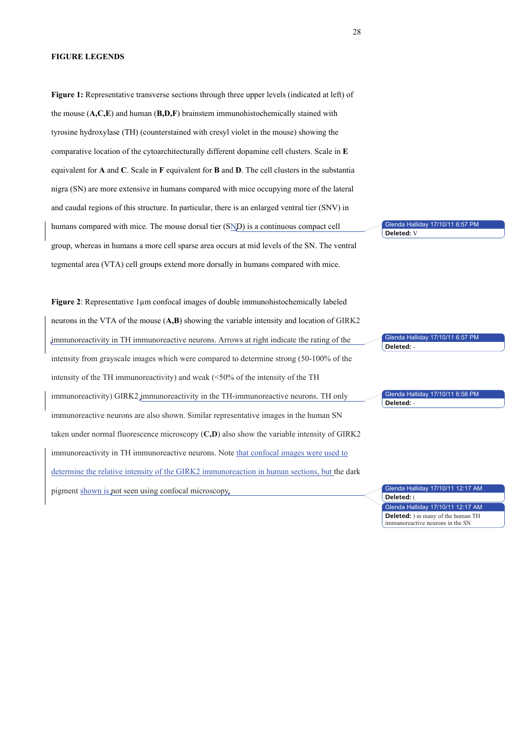## FIGURE LEGENDS

**Figure 1:** Representative transverse sections through three upper levels (indicated at left) of the mouse (**A,C,E**) and human (**B,D,F**) brainstem immunohistochemically stained with tyrosine hydroxylase (TH) (counterstained with cresyl violet in the mouse) showing the comparative location of the cytoarchitecturally different dopamine cell clusters. Scale in **E** equivalent for **A** and **C**. Scale in **F** equivalent for **B** and **D**. The cell clusters in the substantia nigra (SN) are more extensive in humans compared with mice occupying more of the lateral and caudal regions of this structure. In particular, there is an enlarged ventral tier (SNV) in humans compared with mice. The mouse dorsal tier (SND) is a continuous compact cell group, whereas in humans a more cell sparse area occurs at mid levels of the SN. The ventral tegmental area (VTA) cell groups extend more dorsally in humans compared with mice.

**Figure 2**: Representative 1μm confocal images of double immunohistochemically labeled neurons in the VTA of the mouse (**A,B**) showing the variable intensity and location of GIRK2 immunoreactivity in TH immunoreactive neurons. Arrows at right indicate the rating of the intensity from grayscale images which were compared to determine strong (50-100% of the intensity of the TH immunoreactivity) and weak (<50% of the intensity of the TH immunoreactivity) GIRK2 immunoreactivity in the TH-immunoreactive neurons. TH only immunoreactive neurons are also shown. Similar representative images in the human SN taken under normal fluorescence microscopy (**C,D**) also show the variable intensity of GIRK2 immunoreactivity in TH immunoreactive neurons. Note that confocal images were used to determine the relative intensity of the GIRK2 immunoreaction in human sections, but the dark pigment shown is not seen using confocal microscopy.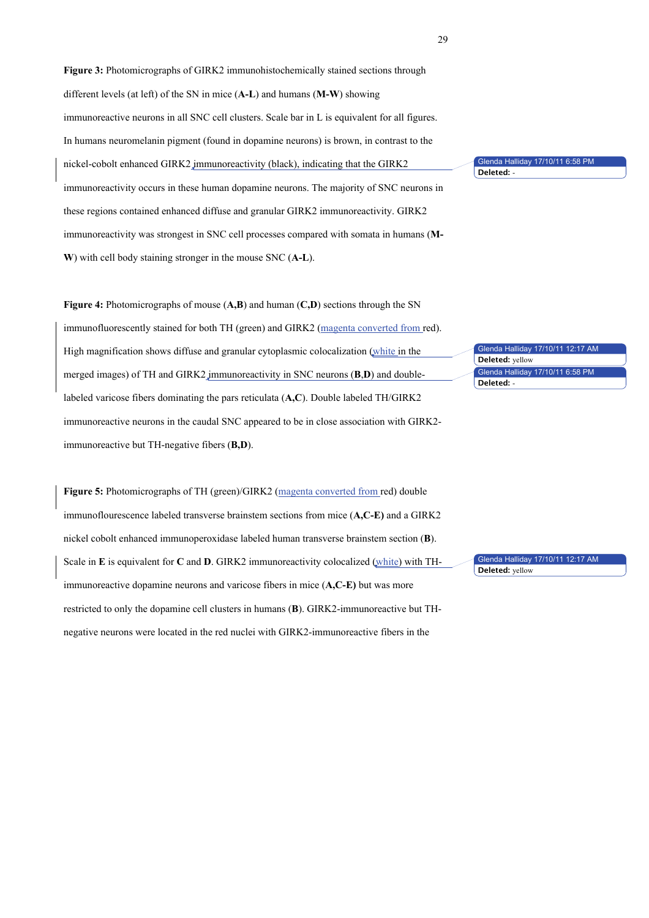**Figure 3:** Photomicrographs of GIRK2 immunohistochemically stained sections through different levels (at left) of the SN in mice (**A-L**) and humans (**M-W**) showing immunoreactive neurons in all SNC cell clusters. Scale bar in L is equivalent for all figures. In humans neuromelanin pigment (found in dopamine neurons) is brown, in contrast to the nickel-cobolt enhanced GIRK2 immunoreactivity (black), indicating that the GIRK2 immunoreactivity occurs in these human dopamine neurons. The majority of SNC neurons in these regions contained enhanced diffuse and granular GIRK2 immunoreactivity. GIRK2 immunoreactivity was strongest in SNC cell processes compared with somata in humans (**M-W**) with cell body staining stronger in the mouse SNC (**A-L**).

**Figure 4:** Photomicrographs of mouse (**A,B**) and human (**C,D**) sections through the SN immunofluorescently stained for both TH (green) and GIRK2 (magenta converted from red). High magnification shows diffuse and granular cytoplasmic colocalization (white in the merged images) of TH and GIRK2 immunoreactivity in SNC neurons (**B**,**D**) and double-labeled varicose fibers dominating the pars reticulata (**A,C**). Double labeled TH/GIRK2 immunoreactive neurons in the caudal SNC appeared to be in close association with GIRK2-immunoreactive but TH-negative fibers (**B,D**).

**Figure 5:** Photomicrographs of TH (green)/GIRK2 (magenta converted from red) double immunoflourescence labeled transverse brainstem sections from mice (**A,C-E)** and a GIRK2 nickel cobolt enhanced immunoperoxidase labeled human transverse brainstem section (**B**). Scale in **E** is equivalent for **C** and **D**. GIRK2 immunoreactivity colocalized (white) with TH-immunoreactive dopamine neurons and varicose fibers in mice (**A,C-E)** but was more restricted to only the dopamine cell clusters in humans (**B**). GIRK2-immunoreactive but TH-negative neurons were located in the red nuclei with GIRK2-immunoreactive fibers in the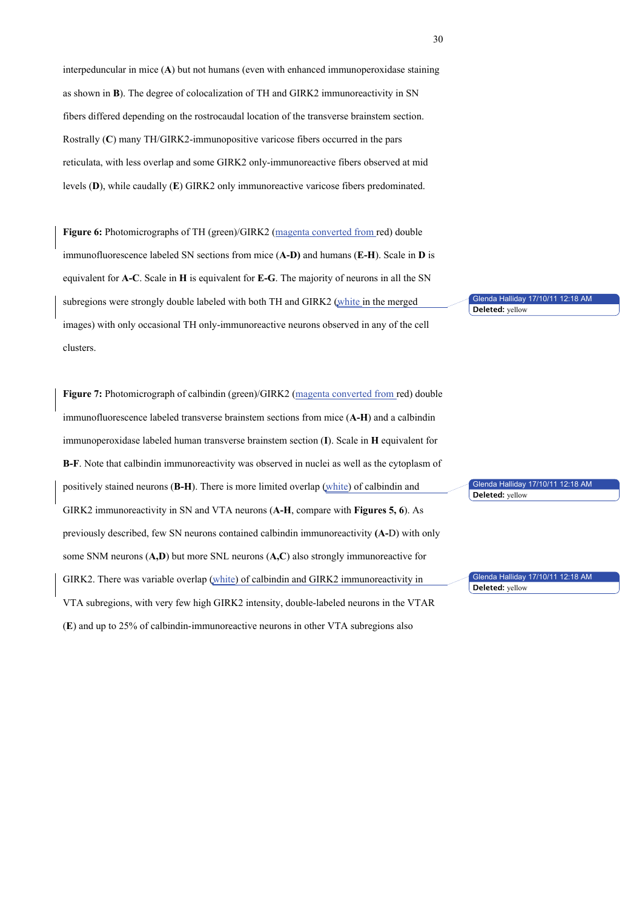interpeduncular in mice (**A**) but not humans (even with enhanced immunoperoxidase staining as shown in **B**). The degree of colocalization of TH and GIRK2 immunoreactivity in SN fibers differed depending on the rostrocaudal location of the transverse brainstem section. Rostrally (**C**) many TH/GIRK2-immunopositive varicose fibers occurred in the pars reticulata, with less overlap and some GIRK2 only-immunoreactive fibers observed at mid levels (**D**), while caudally (**E**) GIRK2 only immunoreactive varicose fibers predominated.

**Figure 6:** Photomicrographs of TH (green)/GIRK2 (magenta converted from red) double immunofluorescence labeled SN sections from mice (**A-D)** and humans (**E-H**). Scale in **D** is equivalent for **A-C**. Scale in **H** is equivalent for **E-G**. The majority of neurons in all the SN subregions were strongly double labeled with both TH and GIRK2 (white in the merged images) with only occasional TH only-immunoreactive neurons observed in any of the cell clusters.

**Figure 7:** Photomicrograph of calbindin (green)/GIRK2 (magenta converted from red) double immunofluorescence labeled transverse brainstem sections from mice (**A-H**) and a calbindin immunoperoxidase labeled human transverse brainstem section (**I**). Scale in **H** equivalent for **B-F**. Note that calbindin immunoreactivity was observed in nuclei as well as the cytoplasm of positively stained neurons (**B-H**). There is more limited overlap (white) of calbindin and GIRK2 immunoreactivity in SN and VTA neurons (**A-H**, compare with **Figures 5, 6**). As previously described, few SN neurons contained calbindin immunoreactivity **(A-**D) with only some SNM neurons (**A,D**) but more SNL neurons (**A,C**) also strongly immunoreactive for GIRK2. There was variable overlap (white) of calbindin and GIRK2 immunoreactivity in VTA subregions, with very few high GIRK2 intensity, double-labeled neurons in the VTAR (**E**) and up to 25% of calbindin-immunoreactive neurons in other VTA subregions also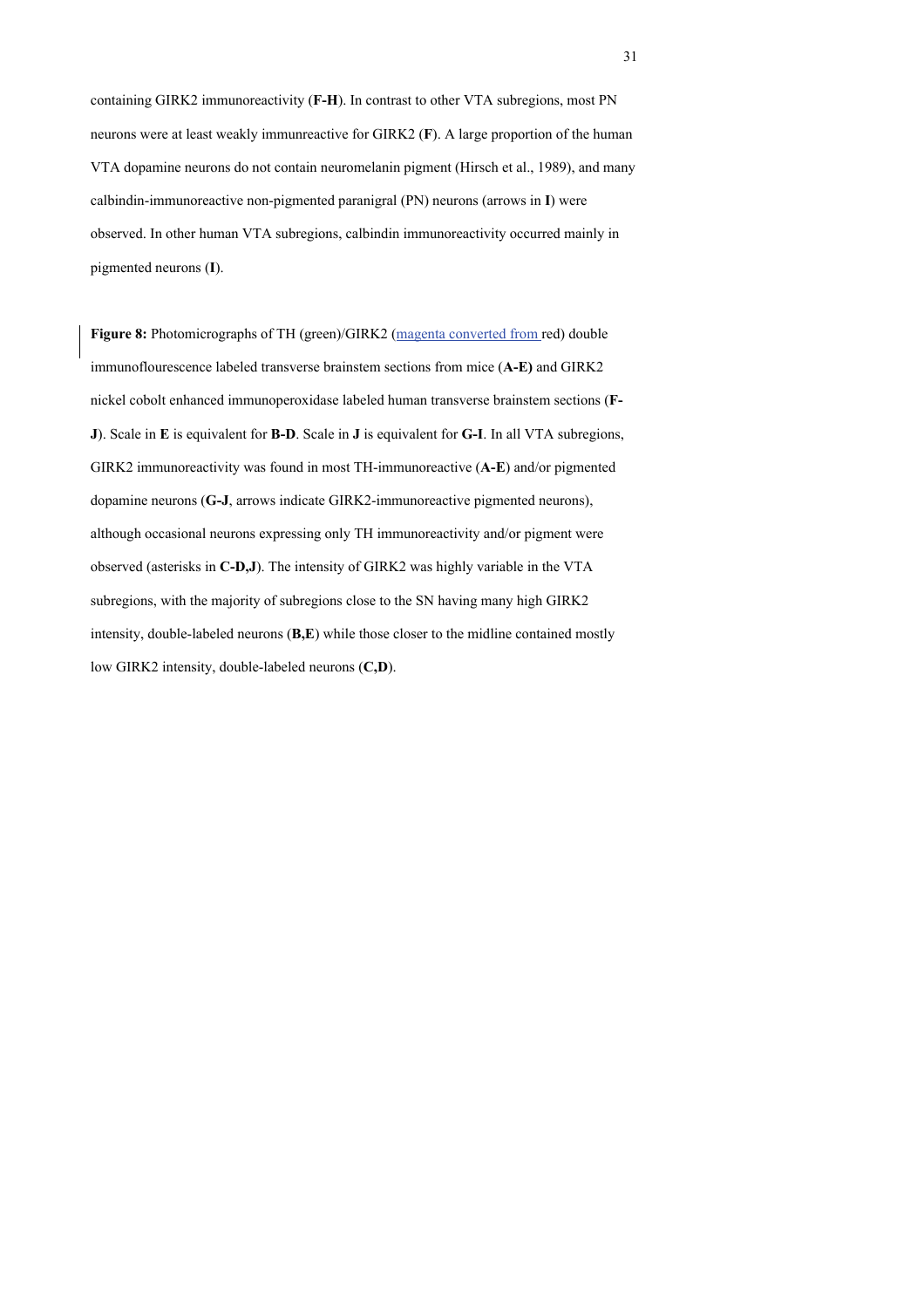containing GIRK2 immunoreactivity (**F-H**). In contrast to other VTA subregions, most PN neurons were at least weakly immunreactive for GIRK2 (**F**). A large proportion of the human VTA dopamine neurons do not contain neuromelanin pigment (Hirsch et al., 1989), and many calbindin-immunoreactive non-pigmented paranigral (PN) neurons (arrows in **I**) were observed. In other human VTA subregions, calbindin immunoreactivity occurred mainly in pigmented neurons (**I**).

**Figure 8:** Photomicrographs of TH (green)/GIRK2 (magenta converted from red) double immunoflourescence labeled transverse brainstem sections from mice (**A-E)** and GIRK2 nickel cobolt enhanced immunoperoxidase labeled human transverse brainstem sections (**F-J**). Scale in **E** is equivalent for **B-D**. Scale in **J** is equivalent for **G-I**. In all VTA subregions, GIRK2 immunoreactivity was found in most TH-immunoreactive (**A-E**) and/or pigmented dopamine neurons (**G-J**, arrows indicate GIRK2-immunoreactive pigmented neurons), although occasional neurons expressing only TH immunoreactivity and/or pigment were observed (asterisks in **C-D,J**). The intensity of GIRK2 was highly variable in the VTA subregions, with the majority of subregions close to the SN having many high GIRK2 intensity, double-labeled neurons (**B,E**) while those closer to the midline contained mostly low GIRK2 intensity, double-labeled neurons (**C,D**).